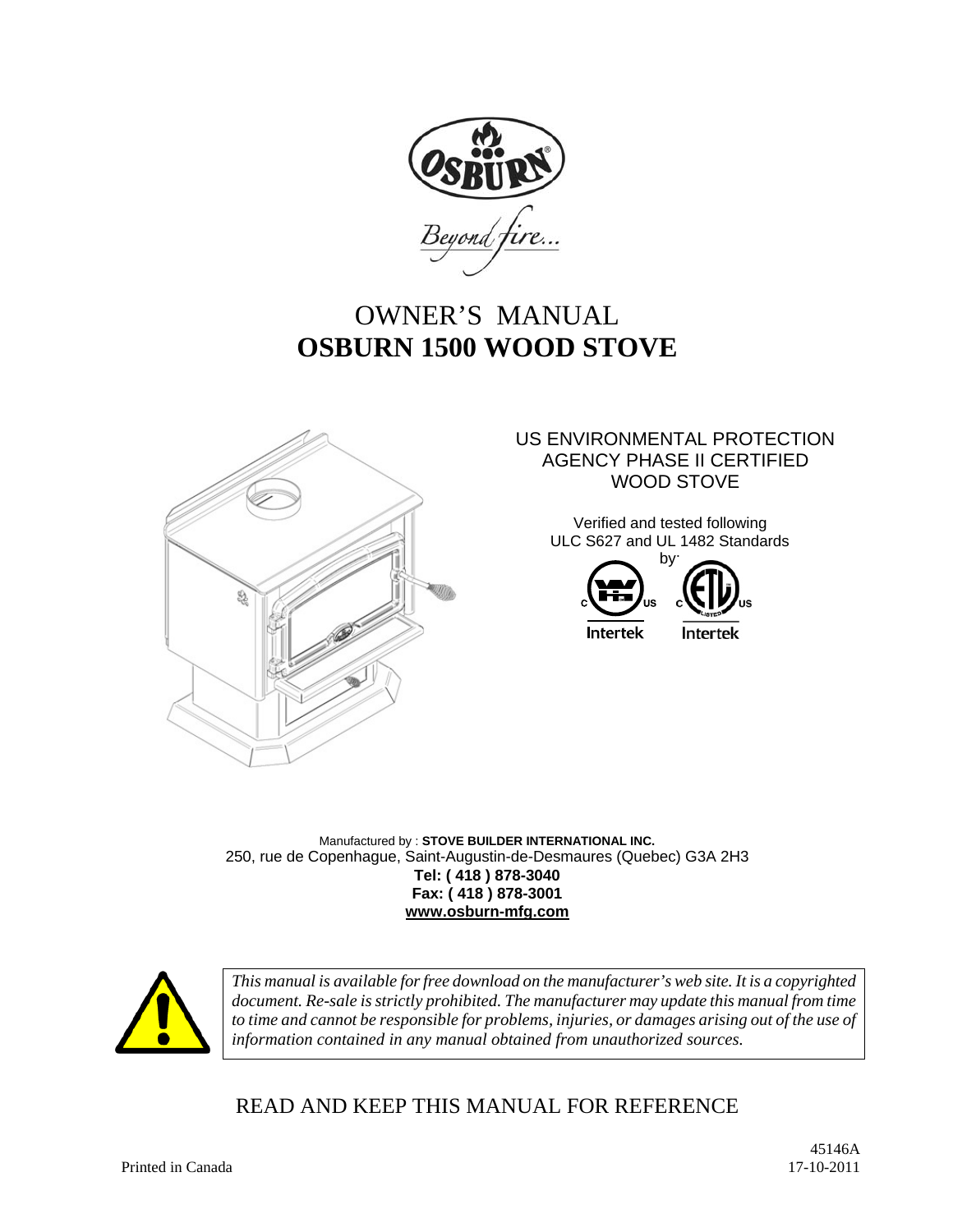Beyond fire...

# OWNER'S MANUAL
# OSBURN 1500 WOOD STOVE

US ENVIRONMENTAL PROTECTION AGENCY PHASE II CERTIFIED WOOD STOVE

Verified and tested following ULC S627 and UL 1482 Standards by:

Intertek Intertek

Manufactured by : **STOVE BUILDER INTERNATIONAL INC.**
250, rue de Copenhague, Saint-Augustin-de-Desmaures (Quebec) G3A 2H3
**Tel: ( 418 ) 878-3040**
**Fax: ( 418 ) 878-3001**
**www.osburn-mfg.com**

*This manual is available for free download on the manufacturer's web site. It is a copyrighted document. Re-sale is strictly prohibited. The manufacturer may update this manual from time to time and cannot be responsible for problems, injuries, or damages arising out of the use of information contained in any manual obtained from unauthorized sources.*

READ AND KEEP THIS MANUAL FOR REFERENCE

Printed in Canada

45146A
17-10-2011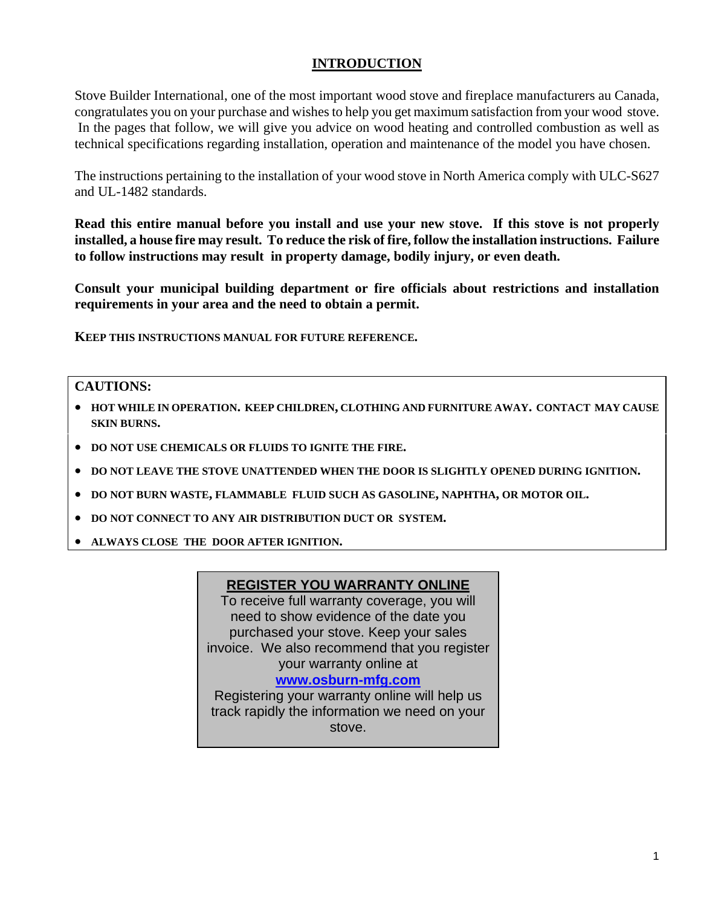# INTRODUCTION

Stove Builder International, one of the most important wood stove and fireplace manufacturers au Canada, congratulates you on your purchase and wishes to help you get maximum satisfaction from your wood stove. In the pages that follow, we will give you advice on wood heating and controlled combustion as well as technical specifications regarding installation, operation and maintenance of the model you have chosen.

The instructions pertaining to the installation of your wood stove in North America comply with ULC-S627 and UL-1482 standards.

**Read this entire manual before you install and use your new stove. If this stove is not properly installed, a house fire may result. To reduce the risk of fire, follow the installation instructions. Failure to follow instructions may result in property damage, bodily injury, or even death.**

**Consult your municipal building department or fire officials about restrictions and installation requirements in your area and the need to obtain a permit.**

**KEEP THIS INSTRUCTIONS MANUAL FOR FUTURE REFERENCE.**

**CAUTIONS:**

- **HOT WHILE IN OPERATION. KEEP CHILDREN, CLOTHING AND FURNITURE AWAY. CONTACT MAY CAUSE SKIN BURNS.**
- **DO NOT USE CHEMICALS OR FLUIDS TO IGNITE THE FIRE.**
- **DO NOT LEAVE THE STOVE UNATTENDED WHEN THE DOOR IS SLIGHTLY OPENED DURING IGNITION.**
- **DO NOT BURN WASTE, FLAMMABLE FLUID SUCH AS GASOLINE, NAPHTHA, OR MOTOR OIL.**
- **DO NOT CONNECT TO ANY AIR DISTRIBUTION DUCT OR SYSTEM.**
- **ALWAYS CLOSE THE DOOR AFTER IGNITION.**

**REGISTER YOU WARRANTY ONLINE**

To receive full warranty coverage, you will need to show evidence of the date you purchased your stove. Keep your sales invoice. We also recommend that you register your warranty online at **www.osburn-mfg.com**

Registering your warranty online will help us track rapidly the information we need on your stove.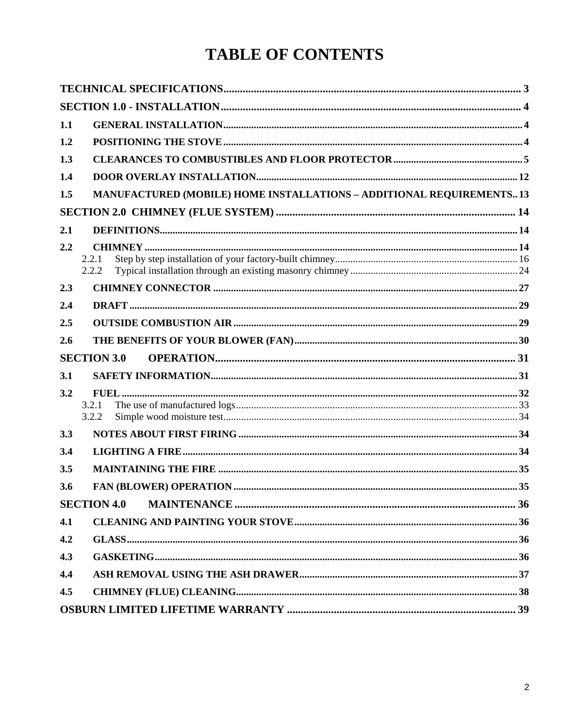# TABLE OF CONTENTS

**TECHNICAL SPECIFICATIONS** .......... 3

**SECTION 1.0 - INSTALLATION** .......... 4

- **1.1 GENERAL INSTALLATION** .......... 4
- **1.2 POSITIONING THE STOVE** .......... 4
- **1.3 CLEARANCES TO COMBUSTIBLES AND FLOOR PROTECTOR** .......... 5
- **1.4 DOOR OVERLAY INSTALLATION** .......... 12
- **1.5 MANUFACTURED (MOBILE) HOME INSTALLATIONS – ADDITIONAL REQUIREMENTS** .......... 13

**SECTION 2.0 CHIMNEY (FLUE SYSTEM)** .......... 14

- **2.1 DEFINITIONS** .......... 14
- **2.2 CHIMNEY** .......... 14
  - 2.2.1 Step by step installation of your factory-built chimney .......... 16
  - 2.2.2 Typical installation through an existing masonry chimney .......... 24
- **2.3 CHIMNEY CONNECTOR** .......... 27
- **2.4 DRAFT** .......... 29
- **2.5 OUTSIDE COMBUSTION AIR** .......... 29
- **2.6 THE BENEFITS OF YOUR BLOWER (FAN)** .......... 30

**SECTION 3.0 OPERATION** .......... 31

- **3.1 SAFETY INFORMATION** .......... 31
- **3.2 FUEL** .......... 32
  - 3.2.1 The use of manufactured logs .......... 33
  - 3.2.2 Simple wood moisture test .......... 34
- **3.3 NOTES ABOUT FIRST FIRING** .......... 34
- **3.4 LIGHTING A FIRE** .......... 34
- **3.5 MAINTAINING THE FIRE** .......... 35
- **3.6 FAN (BLOWER) OPERATION** .......... 35

**SECTION 4.0 MAINTENANCE** .......... 36

- **4.1 CLEANING AND PAINTING YOUR STOVE** .......... 36
- **4.2 GLASS** .......... 36
- **4.3 GASKETING** .......... 36
- **4.4 ASH REMOVAL USING THE ASH DRAWER** .......... 37
- **4.5 CHIMNEY (FLUE) CLEANING** .......... 38

**OSBURN LIMITED LIFETIME WARRANTY** .......... 39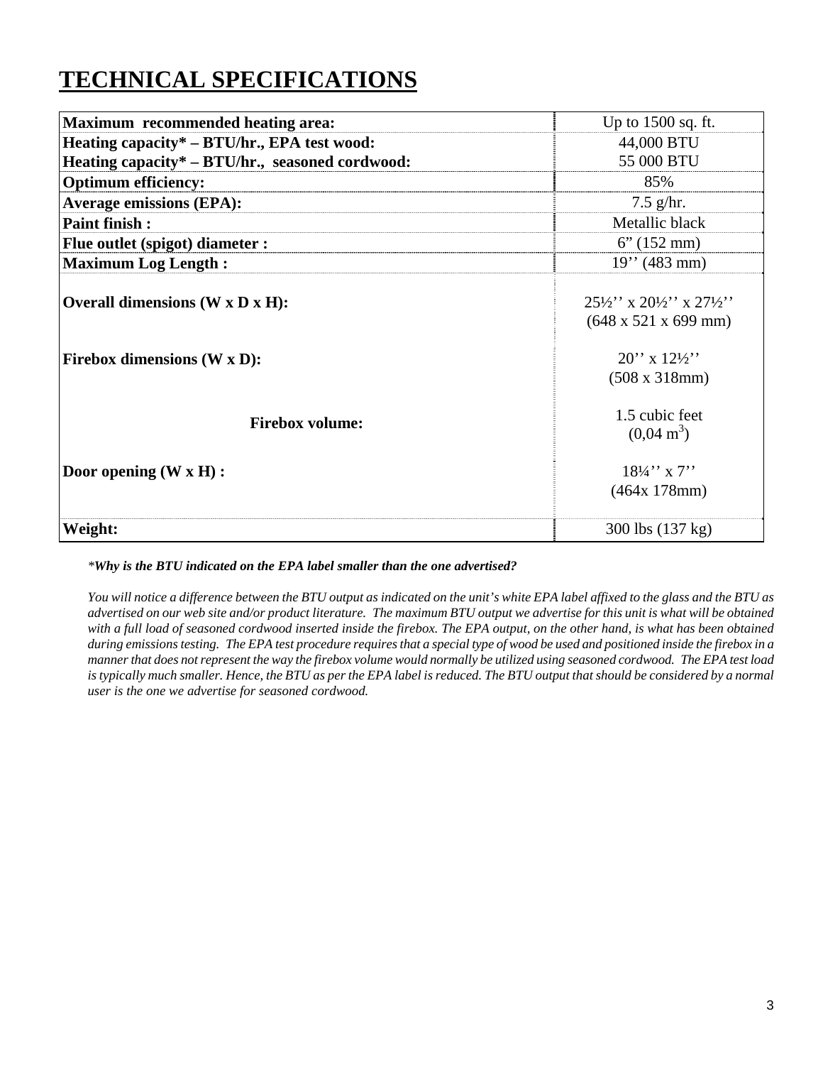# TECHNICAL SPECIFICATIONS

| | |
|---|---|
| **Maximum recommended heating area:** | Up to 1500 sq. ft. |
| **Heating capacity* – BTU/hr., EPA test wood:** | 44,000 BTU |
| **Heating capacity* – BTU/hr., seasoned cordwood:** | 55 000 BTU |
| **Optimum efficiency:** | 85% |
| **Average emissions (EPA):** | 7.5 g/hr. |
| **Paint finish :** | Metallic black |
| **Flue outlet (spigot) diameter :** | 6" (152 mm) |
| **Maximum Log Length :** | 19'' (483 mm) |
| **Overall dimensions (W x D x H):** | 25½'' x 20½'' x 27½'' (648 x 521 x 699 mm) |
| **Firebox dimensions (W x D):** | 20'' x 12½'' (508 x 318mm) |
| **Firebox volume:** | 1.5 cubic feet $(0{,}04\ m^3)$ |
| **Door opening (W x H) :** | 18¼'' x 7'' (464x 178mm) |
| **Weight:** | 300 lbs (137 kg) |

*\*Why is the BTU indicated on the EPA label smaller than the one advertised?*

*You will notice a difference between the BTU output as indicated on the unit's white EPA label affixed to the glass and the BTU as advertised on our web site and/or product literature. The maximum BTU output we advertise for this unit is what will be obtained with a full load of seasoned cordwood inserted inside the firebox. The EPA output, on the other hand, is what has been obtained during emissions testing. The EPA test procedure requires that a special type of wood be used and positioned inside the firebox in a manner that does not represent the way the firebox volume would normally be utilized using seasoned cordwood. The EPA test load is typically much smaller. Hence, the BTU as per the EPA label is reduced. The BTU output that should be considered by a normal user is the one we advertise for seasoned cordwood.*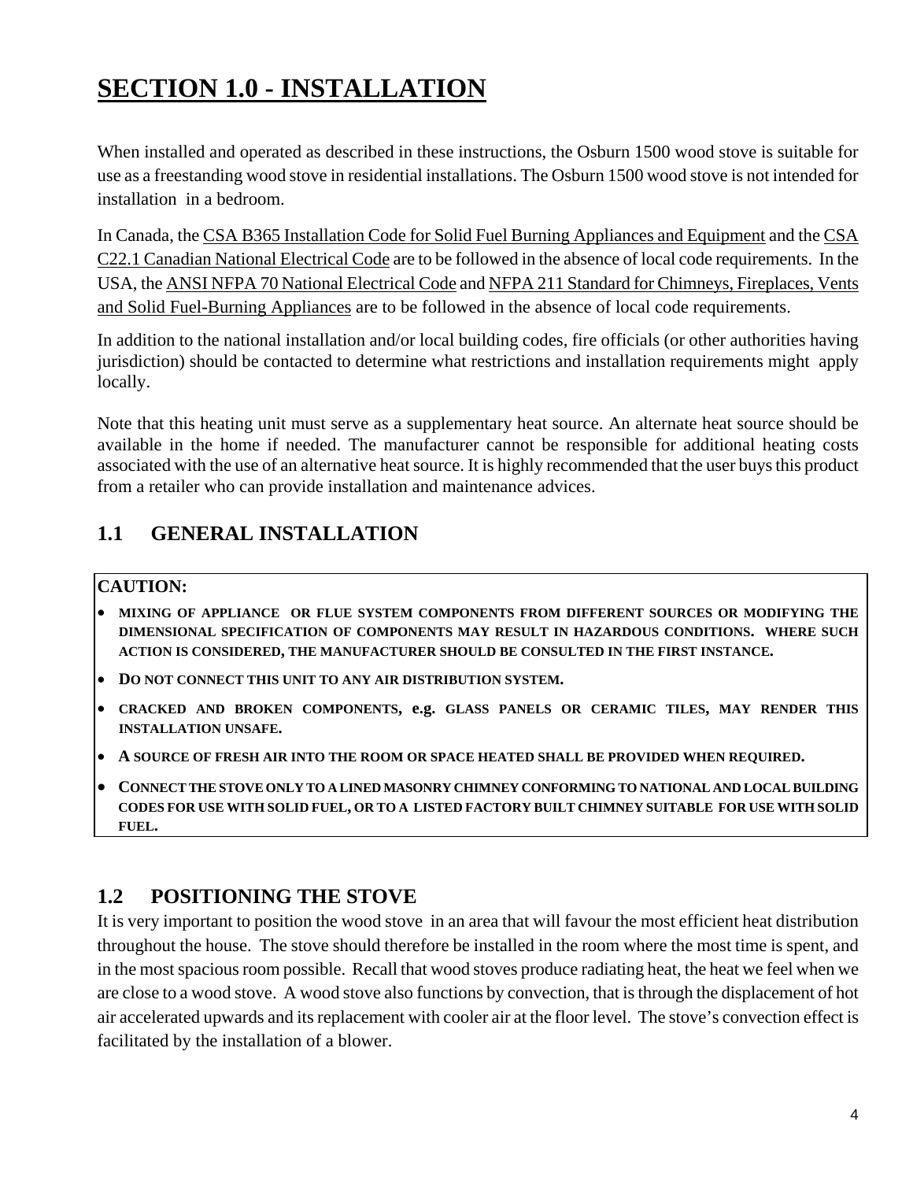# SECTION 1.0 - INSTALLATION

When installed and operated as described in these instructions, the Osburn 1500 wood stove is suitable for use as a freestanding wood stove in residential installations. The Osburn 1500 wood stove is not intended for installation in a bedroom.

In Canada, the CSA B365 Installation Code for Solid Fuel Burning Appliances and Equipment and the CSA C22.1 Canadian National Electrical Code are to be followed in the absence of local code requirements. In the USA, the ANSI NFPA 70 National Electrical Code and NFPA 211 Standard for Chimneys, Fireplaces, Vents and Solid Fuel-Burning Appliances are to be followed in the absence of local code requirements.

In addition to the national installation and/or local building codes, fire officials (or other authorities having jurisdiction) should be contacted to determine what restrictions and installation requirements might apply locally.

Note that this heating unit must serve as a supplementary heat source. An alternate heat source should be available in the home if needed. The manufacturer cannot be responsible for additional heating costs associated with the use of an alternative heat source. It is highly recommended that the user buys this product from a retailer who can provide installation and maintenance advices.

## 1.1 GENERAL INSTALLATION

**CAUTION:**

- **MIXING OF APPLIANCE OR FLUE SYSTEM COMPONENTS FROM DIFFERENT SOURCES OR MODIFYING THE DIMENSIONAL SPECIFICATION OF COMPONENTS MAY RESULT IN HAZARDOUS CONDITIONS. WHERE SUCH ACTION IS CONSIDERED, THE MANUFACTURER SHOULD BE CONSULTED IN THE FIRST INSTANCE.**
- **DO NOT CONNECT THIS UNIT TO ANY AIR DISTRIBUTION SYSTEM.**
- **CRACKED AND BROKEN COMPONENTS, e.g. GLASS PANELS OR CERAMIC TILES, MAY RENDER THIS INSTALLATION UNSAFE.**
- **A SOURCE OF FRESH AIR INTO THE ROOM OR SPACE HEATED SHALL BE PROVIDED WHEN REQUIRED.**
- **CONNECT THE STOVE ONLY TO A LINED MASONRY CHIMNEY CONFORMING TO NATIONAL AND LOCAL BUILDING CODES FOR USE WITH SOLID FUEL, OR TO A LISTED FACTORY BUILT CHIMNEY SUITABLE FOR USE WITH SOLID FUEL.**

## 1.2 POSITIONING THE STOVE

It is very important to position the wood stove in an area that will favour the most efficient heat distribution throughout the house. The stove should therefore be installed in the room where the most time is spent, and in the most spacious room possible. Recall that wood stoves produce radiating heat, the heat we feel when we are close to a wood stove. A wood stove also functions by convection, that is through the displacement of hot air accelerated upwards and its replacement with cooler air at the floor level. The stove's convection effect is facilitated by the installation of a blower.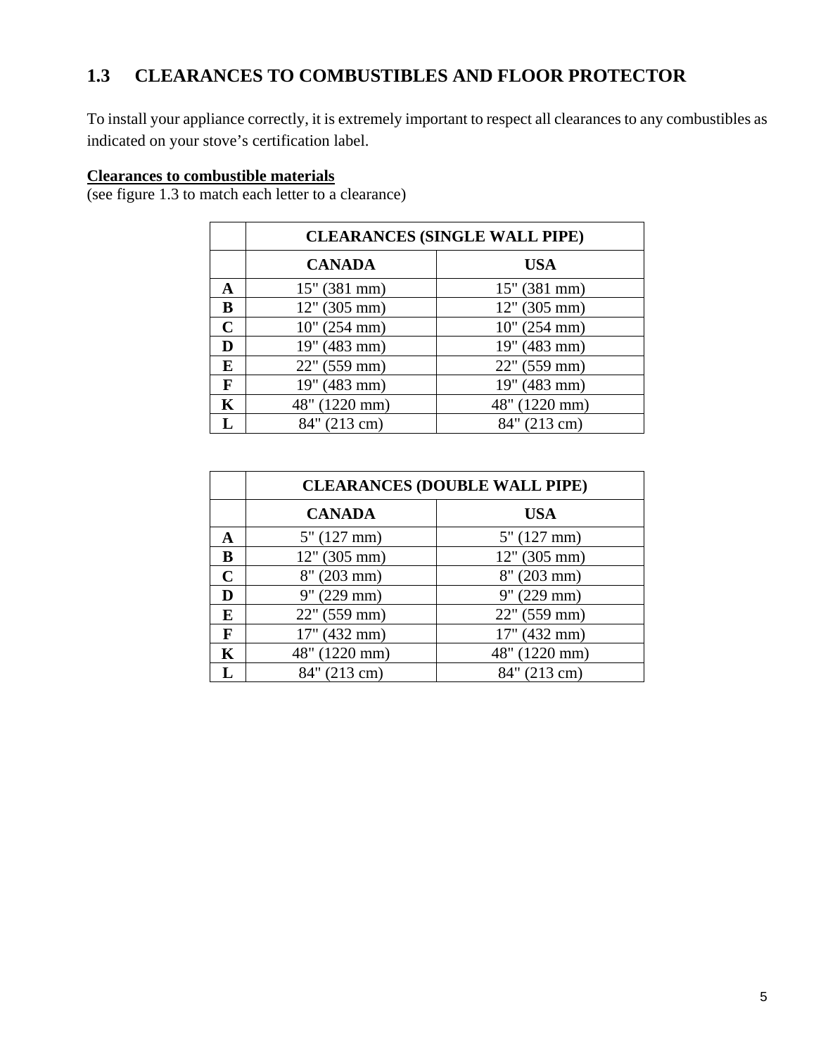## 1.3 CLEARANCES TO COMBUSTIBLES AND FLOOR PROTECTOR

To install your appliance correctly, it is extremely important to respect all clearances to any combustibles as indicated on your stove's certification label.

**Clearances to combustible materials**
(see figure 1.3 to match each letter to a clearance)

| | **CLEARANCES (SINGLE WALL PIPE)** | |
|---|---|---|
| | **CANADA** | **USA** |
| **A** | 15" (381 mm) | 15" (381 mm) |
| **B** | 12" (305 mm) | 12" (305 mm) |
| **C** | 10" (254 mm) | 10" (254 mm) |
| **D** | 19" (483 mm) | 19" (483 mm) |
| **E** | 22" (559 mm) | 22" (559 mm) |
| **F** | 19" (483 mm) | 19" (483 mm) |
| **K** | 48" (1220 mm) | 48" (1220 mm) |
| **L** | 84" (213 cm) | 84" (213 cm) |

| | **CLEARANCES (DOUBLE WALL PIPE)** | |
|---|---|---|
| | **CANADA** | **USA** |
| **A** | 5" (127 mm) | 5" (127 mm) |
| **B** | 12" (305 mm) | 12" (305 mm) |
| **C** | 8" (203 mm) | 8" (203 mm) |
| **D** | 9" (229 mm) | 9" (229 mm) |
| **E** | 22" (559 mm) | 22" (559 mm) |
| **F** | 17" (432 mm) | 17" (432 mm) |
| **K** | 48" (1220 mm) | 48" (1220 mm) |
| **L** | 84" (213 cm) | 84" (213 cm) |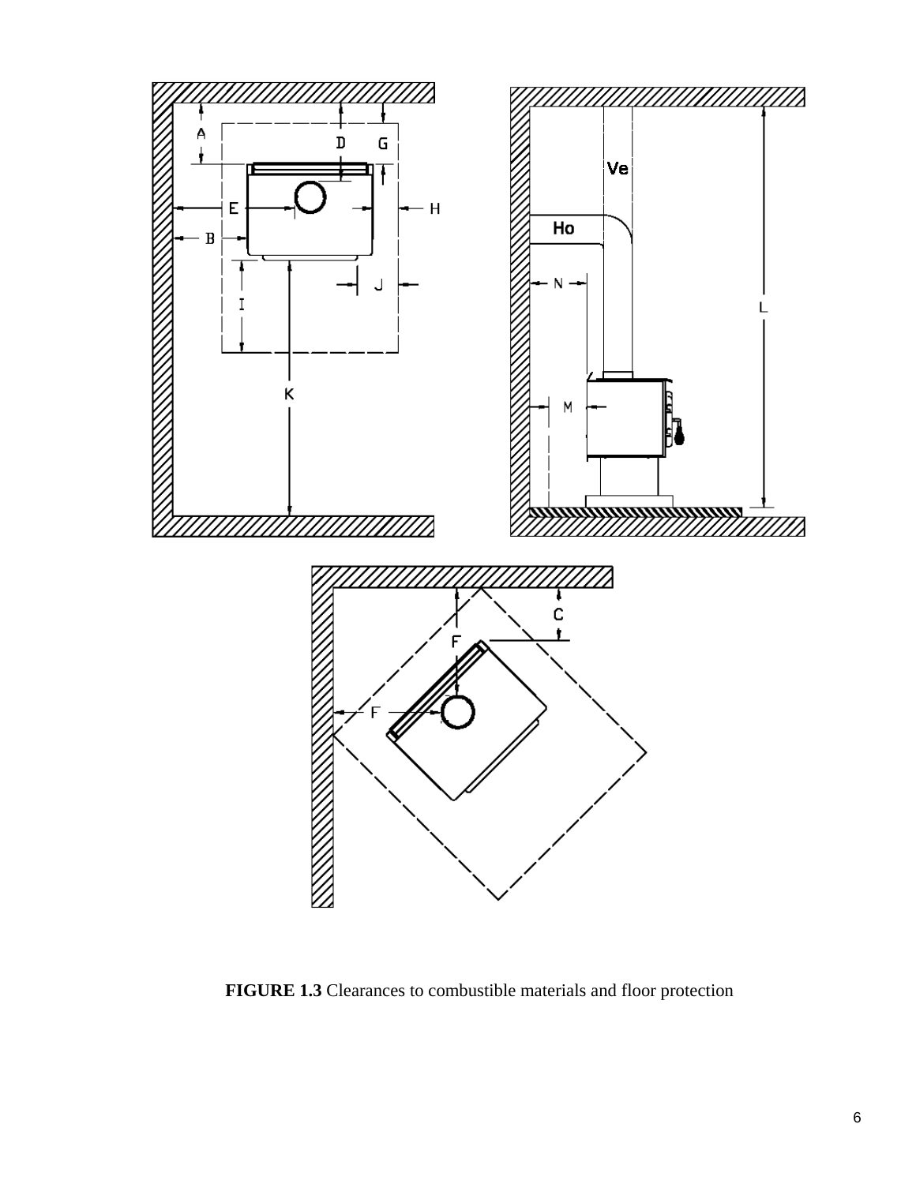**FIGURE 1.3** Clearances to combustible materials and floor protection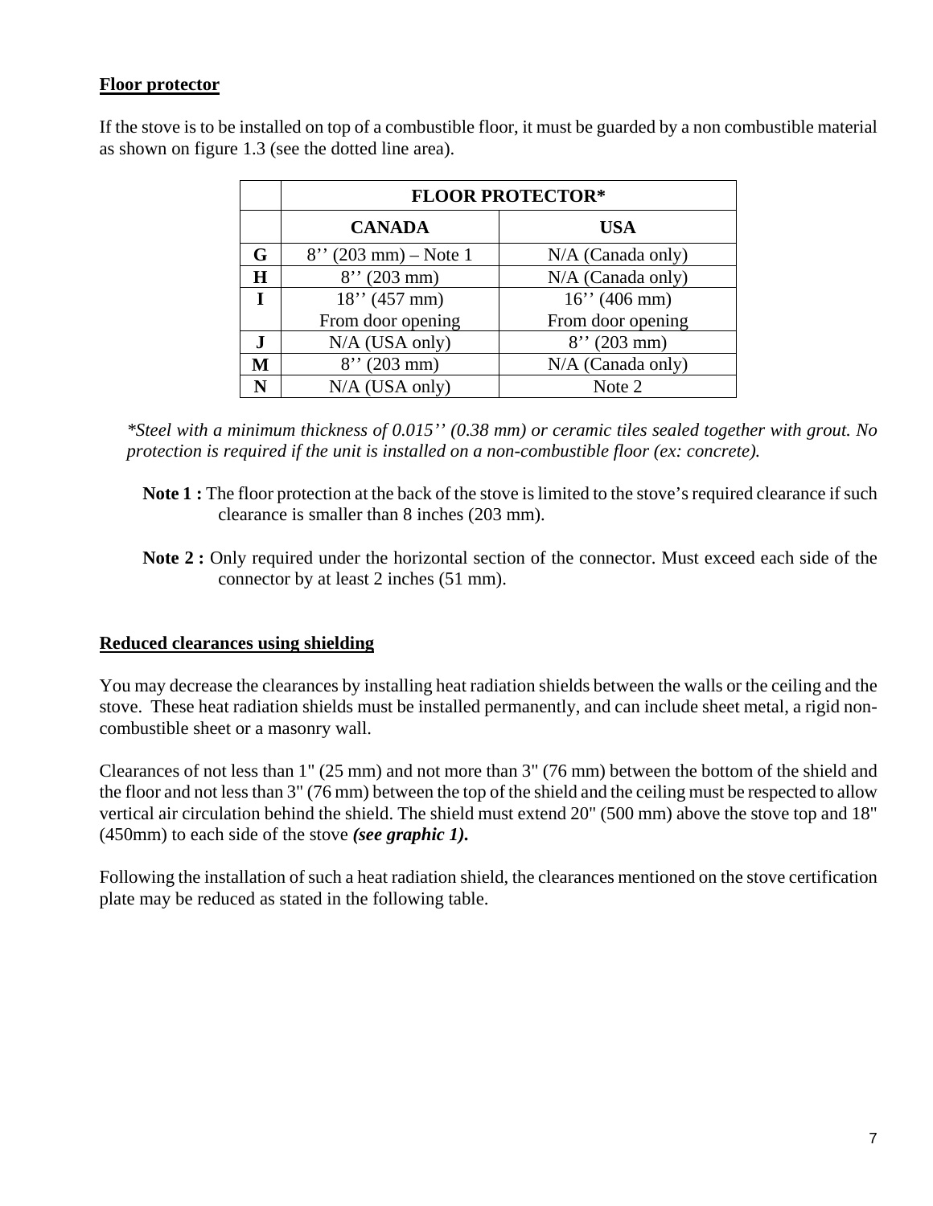## Floor protector

If the stove is to be installed on top of a combustible floor, it must be guarded by a non combustible material as shown on figure 1.3 (see the dotted line area).

| | FLOOR PROTECTOR* | |
|---|---|---|
| | **CANADA** | **USA** |
| **G** | 8'' (203 mm) – Note 1 | N/A (Canada only) |
| **H** | 8'' (203 mm) | N/A (Canada only) |
| **I** | 18'' (457 mm) From door opening | 16'' (406 mm) From door opening |
| **J** | N/A (USA only) | 8'' (203 mm) |
| **M** | 8'' (203 mm) | N/A (Canada only) |
| **N** | N/A (USA only) | Note 2 |

*\*Steel with a minimum thickness of 0.015'' (0.38 mm) or ceramic tiles sealed together with grout. No protection is required if the unit is installed on a non-combustible floor (ex: concrete).*

**Note 1 :** The floor protection at the back of the stove is limited to the stove's required clearance if such clearance is smaller than 8 inches (203 mm).

**Note 2 :** Only required under the horizontal section of the connector. Must exceed each side of the connector by at least 2 inches (51 mm).

## Reduced clearances using shielding

You may decrease the clearances by installing heat radiation shields between the walls or the ceiling and the stove. These heat radiation shields must be installed permanently, and can include sheet metal, a rigid non-combustible sheet or a masonry wall.

Clearances of not less than 1" (25 mm) and not more than 3" (76 mm) between the bottom of the shield and the floor and not less than 3" (76 mm) between the top of the shield and the ceiling must be respected to allow vertical air circulation behind the shield. The shield must extend 20" (500 mm) above the stove top and 18" (450mm) to each side of the stove ***(see graphic 1).***

Following the installation of such a heat radiation shield, the clearances mentioned on the stove certification plate may be reduced as stated in the following table.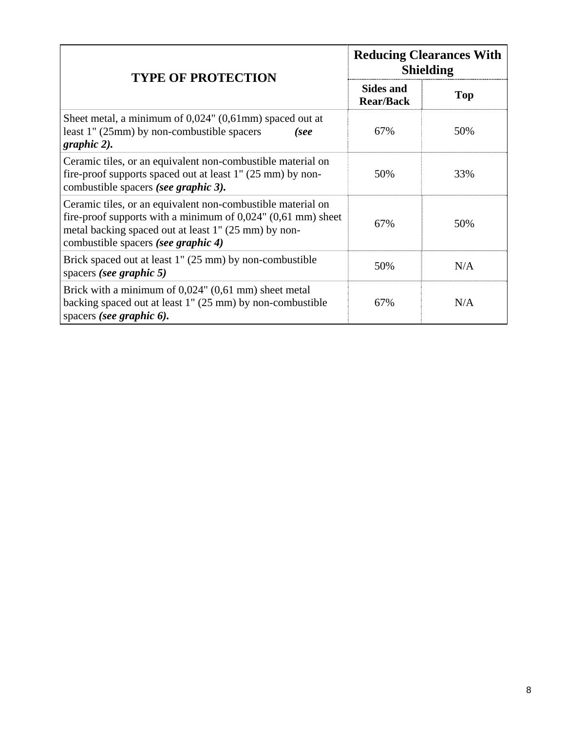| TYPE OF PROTECTION | Reducing Clearances With Shielding | |
|---|---|---|
| | **Sides and Rear/Back** | **Top** |
| Sheet metal, a minimum of 0,024" (0,61mm) spaced out at least 1" (25mm) by non-combustible spacers ***(see graphic 2).*** | 67% | 50% |
| Ceramic tiles, or an equivalent non-combustible material on fire-proof supports spaced out at least 1" (25 mm) by non-combustible spacers ***(see graphic 3).*** | 50% | 33% |
| Ceramic tiles, or an equivalent non-combustible material on fire-proof supports with a minimum of 0,024" (0,61 mm) sheet metal backing spaced out at least 1" (25 mm) by non-combustible spacers ***(see graphic 4)*** | 67% | 50% |
| Brick spaced out at least 1" (25 mm) by non-combustible spacers ***(see graphic 5)*** | 50% | N/A |
| Brick with a minimum of 0,024" (0,61 mm) sheet metal backing spaced out at least 1" (25 mm) by non-combustible spacers ***(see graphic 6).*** | 67% | N/A |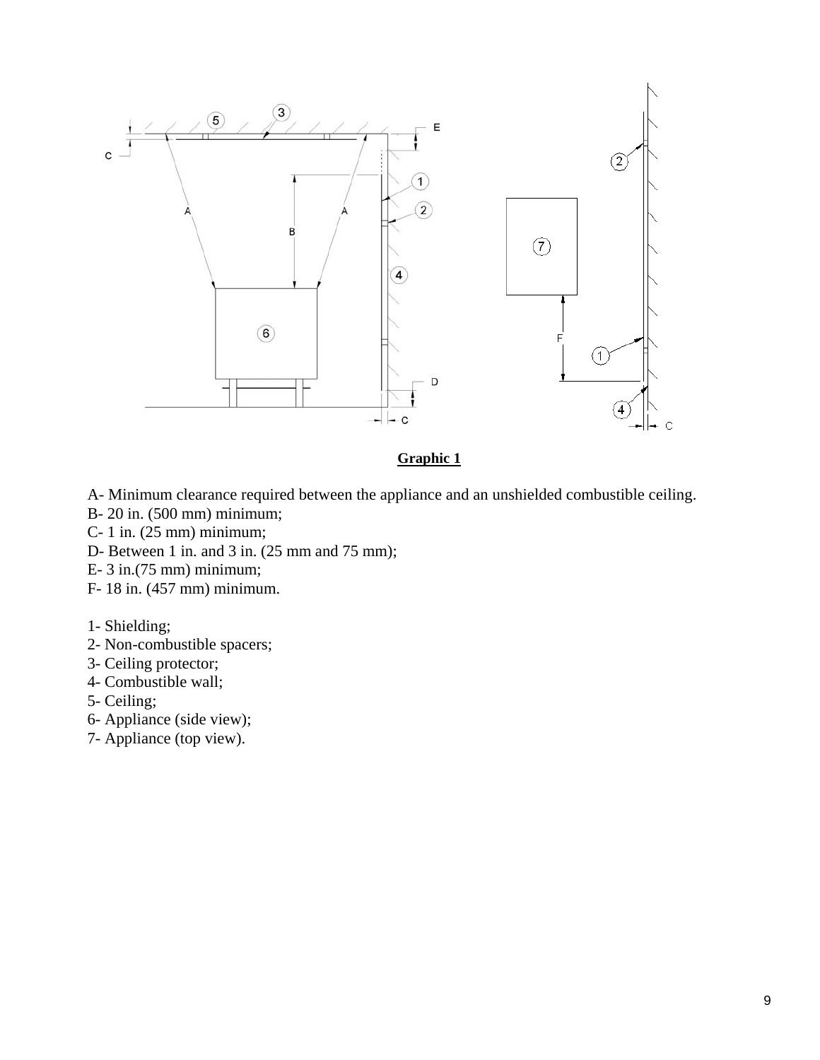**Graphic 1**

A- Minimum clearance required between the appliance and an unshielded combustible ceiling.
B- 20 in. (500 mm) minimum;
C- 1 in. (25 mm) minimum;
D- Between 1 in. and 3 in. (25 mm and 75 mm);
E- 3 in.(75 mm) minimum;
F- 18 in. (457 mm) minimum.

1- Shielding;
2- Non-combustible spacers;
3- Ceiling protector;
4- Combustible wall;
5- Ceiling;
6- Appliance (side view);
7- Appliance (top view).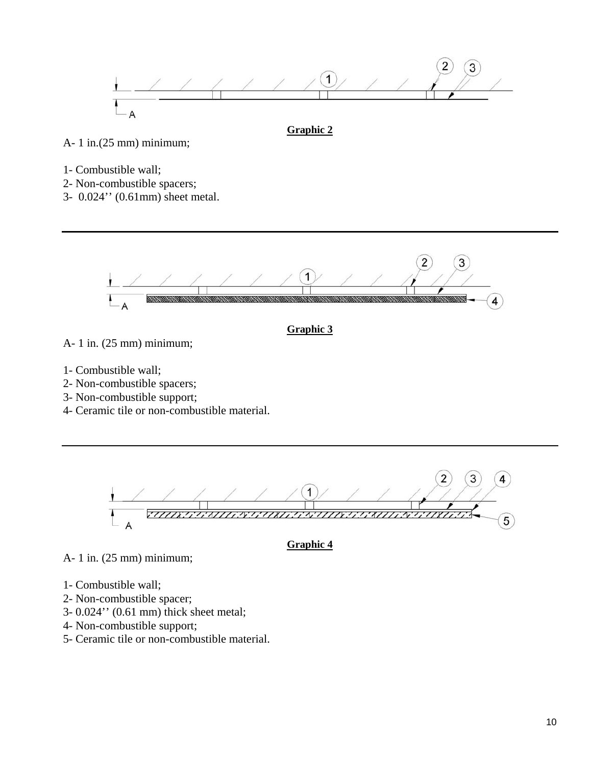**Graphic 2**

A- 1 in.(25 mm) minimum;

1- Combustible wall;
2- Non-combustible spacers;
3- 0.024'' (0.61mm) sheet metal.

---

**Graphic 3**

A- 1 in. (25 mm) minimum;

1- Combustible wall;
2- Non-combustible spacers;
3- Non-combustible support;
4- Ceramic tile or non-combustible material.

---

**Graphic 4**

A- 1 in. (25 mm) minimum;

1- Combustible wall;
2- Non-combustible spacer;
3- 0.024'' (0.61 mm) thick sheet metal;
4- Non-combustible support;
5- Ceramic tile or non-combustible material.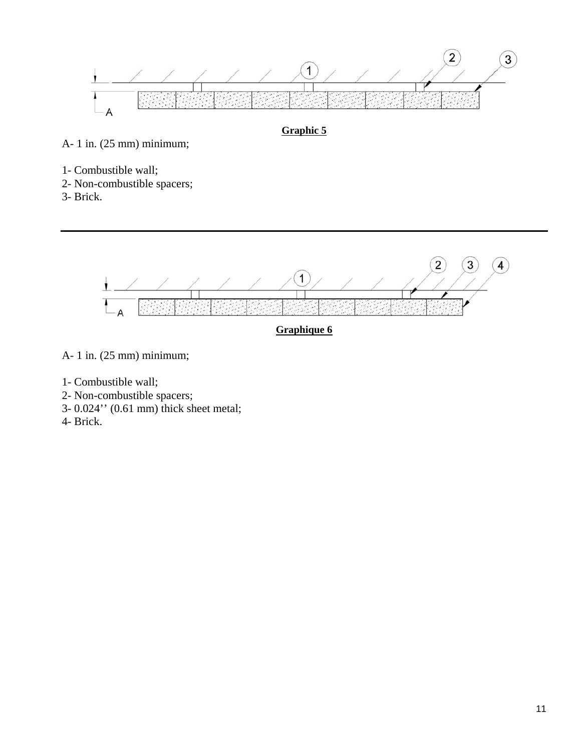**Graphic 5**

A- 1 in. (25 mm) minimum;

1- Combustible wall;
2- Non-combustible spacers;
3- Brick.

---

**Graphique 6**

A- 1 in. (25 mm) minimum;

1- Combustible wall;
2- Non-combustible spacers;
3- 0.024’’ (0.61 mm) thick sheet metal;
4- Brick.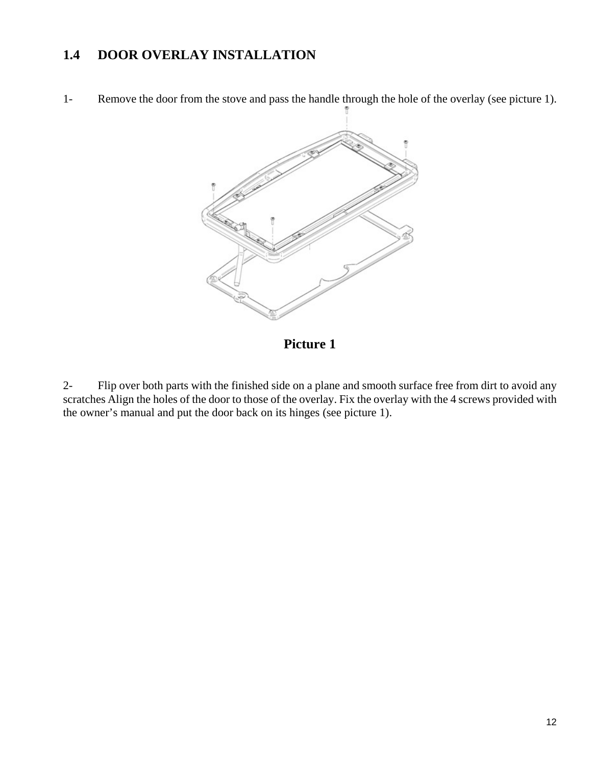## 1.4 DOOR OVERLAY INSTALLATION

1- Remove the door from the stove and pass the handle through the hole of the overlay (see picture 1).

**Picture 1**

2- Flip over both parts with the finished side on a plane and smooth surface free from dirt to avoid any scratches Align the holes of the door to those of the overlay. Fix the overlay with the 4 screws provided with the owner's manual and put the door back on its hinges (see picture 1).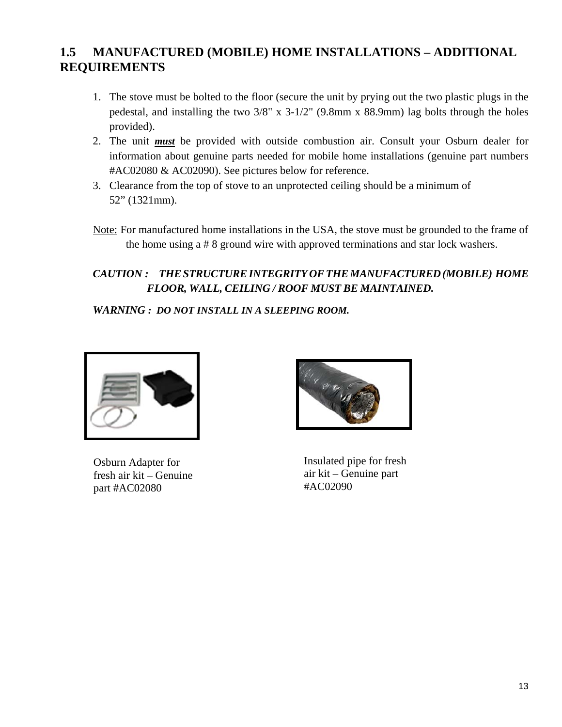## 1.5 MANUFACTURED (MOBILE) HOME INSTALLATIONS – ADDITIONAL REQUIREMENTS

1. The stove must be bolted to the floor (secure the unit by prying out the two plastic plugs in the pedestal, and installing the two 3/8" x 3-1/2" (9.8mm x 88.9mm) lag bolts through the holes provided).
2. The unit ***must*** be provided with outside combustion air. Consult your Osburn dealer for information about genuine parts needed for mobile home installations (genuine part numbers #AC02080 & AC02090). See pictures below for reference.
3. Clearance from the top of stove to an unprotected ceiling should be a minimum of 52" (1321mm).

Note: For manufactured home installations in the USA, the stove must be grounded to the frame of the home using a # 8 ground wire with approved terminations and star lock washers.

***CAUTION : THE STRUCTURE INTEGRITY OF THE MANUFACTURED (MOBILE) HOME FLOOR, WALL, CEILING / ROOF MUST BE MAINTAINED.***

***WARNING : DO NOT INSTALL IN A SLEEPING ROOM.***

Osburn Adapter for fresh air kit – Genuine part #AC02080

Insulated pipe for fresh air kit – Genuine part #AC02090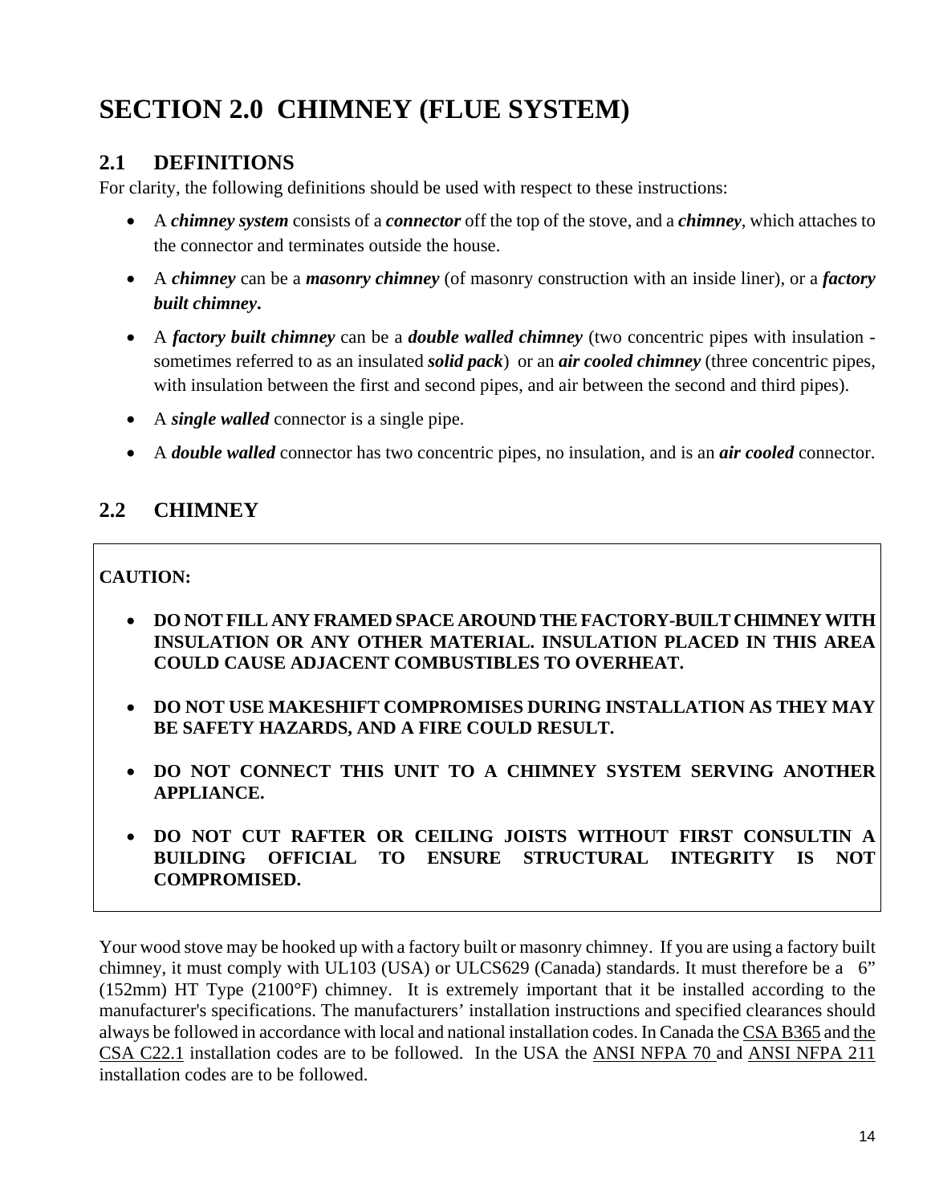# SECTION 2.0 CHIMNEY (FLUE SYSTEM)

## 2.1 DEFINITIONS

For clarity, the following definitions should be used with respect to these instructions:

- A ***chimney system*** consists of a ***connector*** off the top of the stove, and a ***chimney***, which attaches to the connector and terminates outside the house.
- A ***chimney*** can be a ***masonry chimney*** (of masonry construction with an inside liner), or a ***factory built chimney*.**
- A ***factory built chimney*** can be a ***double walled chimney*** (two concentric pipes with insulation - sometimes referred to as an insulated ***solid pack***) or an ***air cooled chimney*** (three concentric pipes, with insulation between the first and second pipes, and air between the second and third pipes).
- A ***single walled*** connector is a single pipe.
- A ***double walled*** connector has two concentric pipes, no insulation, and is an ***air cooled*** connector.

## 2.2 CHIMNEY

**CAUTION:**

- **DO NOT FILL ANY FRAMED SPACE AROUND THE FACTORY-BUILT CHIMNEY WITH INSULATION OR ANY OTHER MATERIAL. INSULATION PLACED IN THIS AREA COULD CAUSE ADJACENT COMBUSTIBLES TO OVERHEAT.**
- **DO NOT USE MAKESHIFT COMPROMISES DURING INSTALLATION AS THEY MAY BE SAFETY HAZARDS, AND A FIRE COULD RESULT.**
- **DO NOT CONNECT THIS UNIT TO A CHIMNEY SYSTEM SERVING ANOTHER APPLIANCE.**
- **DO NOT CUT RAFTER OR CEILING JOISTS WITHOUT FIRST CONSULTIN A BUILDING OFFICIAL TO ENSURE STRUCTURAL INTEGRITY IS NOT COMPROMISED.**

Your wood stove may be hooked up with a factory built or masonry chimney. If you are using a factory built chimney, it must comply with UL103 (USA) or ULCS629 (Canada) standards. It must therefore be a 6" (152mm) HT Type (2100°F) chimney. It is extremely important that it be installed according to the manufacturer's specifications. The manufacturers' installation instructions and specified clearances should always be followed in accordance with local and national installation codes. In Canada the CSA B365 and the CSA C22.1 installation codes are to be followed. In the USA the ANSI NFPA 70 and ANSI NFPA 211 installation codes are to be followed.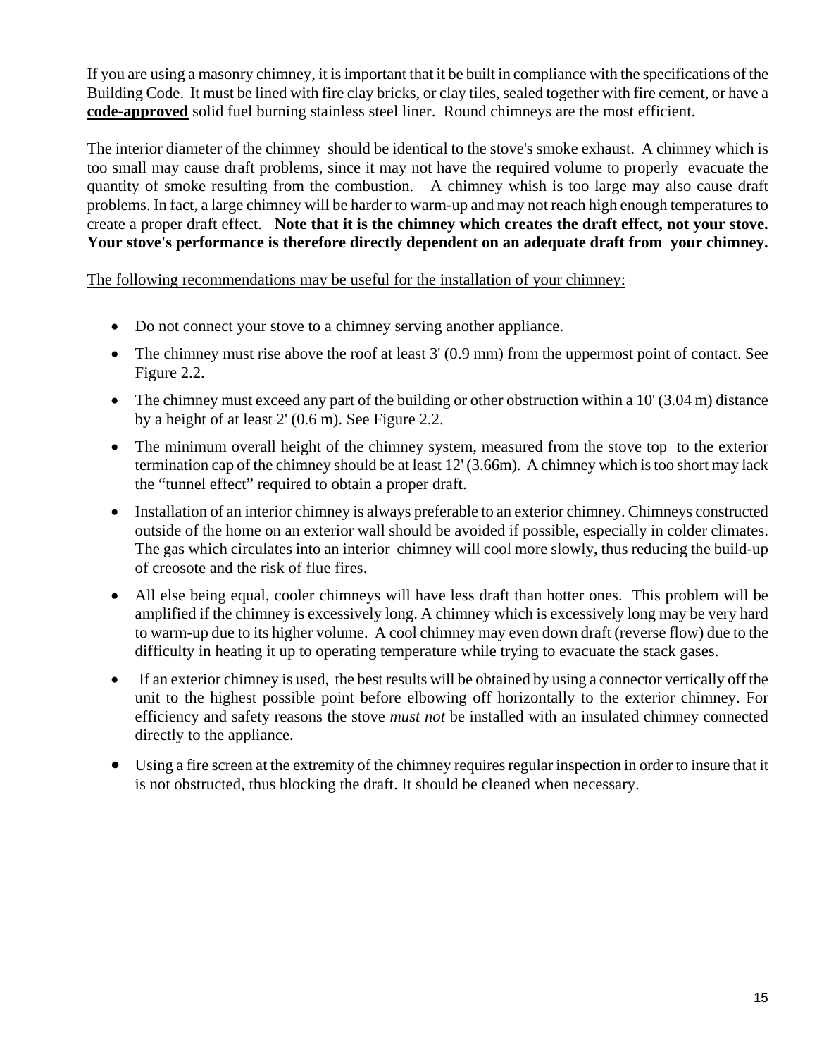If you are using a masonry chimney, it is important that it be built in compliance with the specifications of the Building Code. It must be lined with fire clay bricks, or clay tiles, sealed together with fire cement, or have a **code-approved** solid fuel burning stainless steel liner. Round chimneys are the most efficient.

The interior diameter of the chimney should be identical to the stove's smoke exhaust. A chimney which is too small may cause draft problems, since it may not have the required volume to properly evacuate the quantity of smoke resulting from the combustion. A chimney whish is too large may also cause draft problems. In fact, a large chimney will be harder to warm-up and may not reach high enough temperatures to create a proper draft effect. **Note that it is the chimney which creates the draft effect, not your stove. Your stove's performance is therefore directly dependent on an adequate draft from your chimney.**

The following recommendations may be useful for the installation of your chimney:

- Do not connect your stove to a chimney serving another appliance.
- The chimney must rise above the roof at least 3' (0.9 mm) from the uppermost point of contact. See Figure 2.2.
- The chimney must exceed any part of the building or other obstruction within a 10' (3.04 m) distance by a height of at least 2' (0.6 m). See Figure 2.2.
- The minimum overall height of the chimney system, measured from the stove top to the exterior termination cap of the chimney should be at least 12' (3.66m). A chimney which is too short may lack the “tunnel effect” required to obtain a proper draft.
- Installation of an interior chimney is always preferable to an exterior chimney. Chimneys constructed outside of the home on an exterior wall should be avoided if possible, especially in colder climates. The gas which circulates into an interior chimney will cool more slowly, thus reducing the build-up of creosote and the risk of flue fires.
- All else being equal, cooler chimneys will have less draft than hotter ones. This problem will be amplified if the chimney is excessively long. A chimney which is excessively long may be very hard to warm-up due to its higher volume. A cool chimney may even down draft (reverse flow) due to the difficulty in heating it up to operating temperature while trying to evacuate the stack gases.
- If an exterior chimney is used, the best results will be obtained by using a connector vertically off the unit to the highest possible point before elbowing off horizontally to the exterior chimney. For efficiency and safety reasons the stove ***must not*** be installed with an insulated chimney connected directly to the appliance.
- Using a fire screen at the extremity of the chimney requires regular inspection in order to insure that it is not obstructed, thus blocking the draft. It should be cleaned when necessary.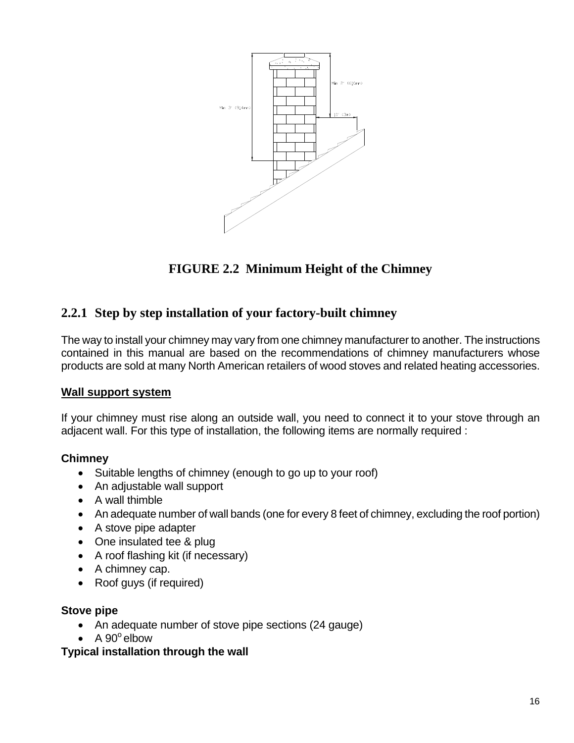**FIGURE 2.2 Minimum Height of the Chimney**

## 2.2.1 Step by step installation of your factory-built chimney

The way to install your chimney may vary from one chimney manufacturer to another. The instructions contained in this manual are based on the recommendations of chimney manufacturers whose products are sold at many North American retailers of wood stoves and related heating accessories.

**Wall support system**

If your chimney must rise along an outside wall, you need to connect it to your stove through an adjacent wall. For this type of installation, the following items are normally required :

**Chimney**

- Suitable lengths of chimney (enough to go up to your roof)
- An adjustable wall support
- A wall thimble
- An adequate number of wall bands (one for every 8 feet of chimney, excluding the roof portion)
- A stove pipe adapter
- One insulated tee & plug
- A roof flashing kit (if necessary)
- A chimney cap.
- Roof guys (if required)

**Stove pipe**

- An adequate number of stove pipe sections (24 gauge)
- A 90° elbow

**Typical installation through the wall**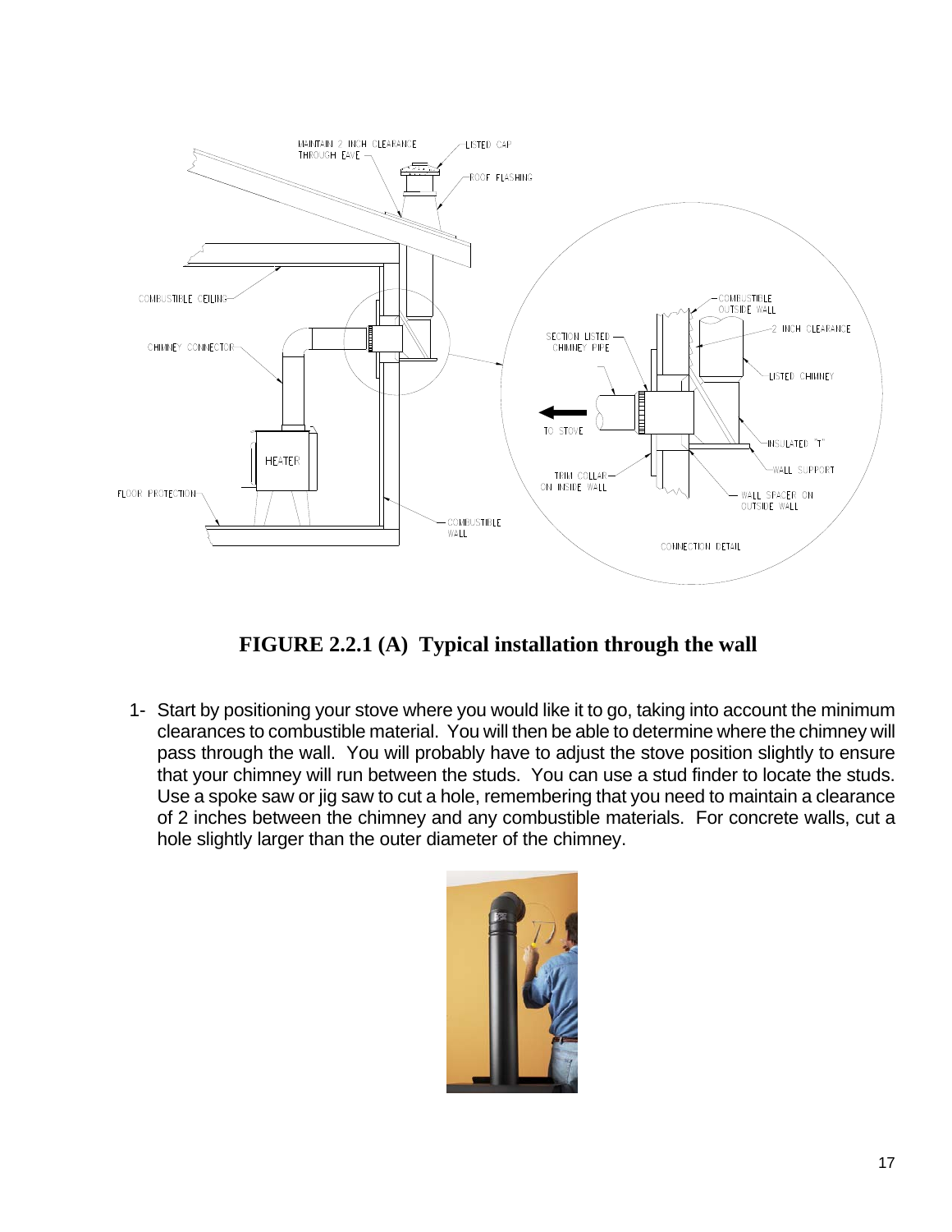**FIGURE 2.2.1 (A) Typical installation through the wall**

1- Start by positioning your stove where you would like it to go, taking into account the minimum clearances to combustible material. You will then be able to determine where the chimney will pass through the wall. You will probably have to adjust the stove position slightly to ensure that your chimney will run between the studs. You can use a stud finder to locate the studs. Use a spoke saw or jig saw to cut a hole, remembering that you need to maintain a clearance of 2 inches between the chimney and any combustible materials. For concrete walls, cut a hole slightly larger than the outer diameter of the chimney.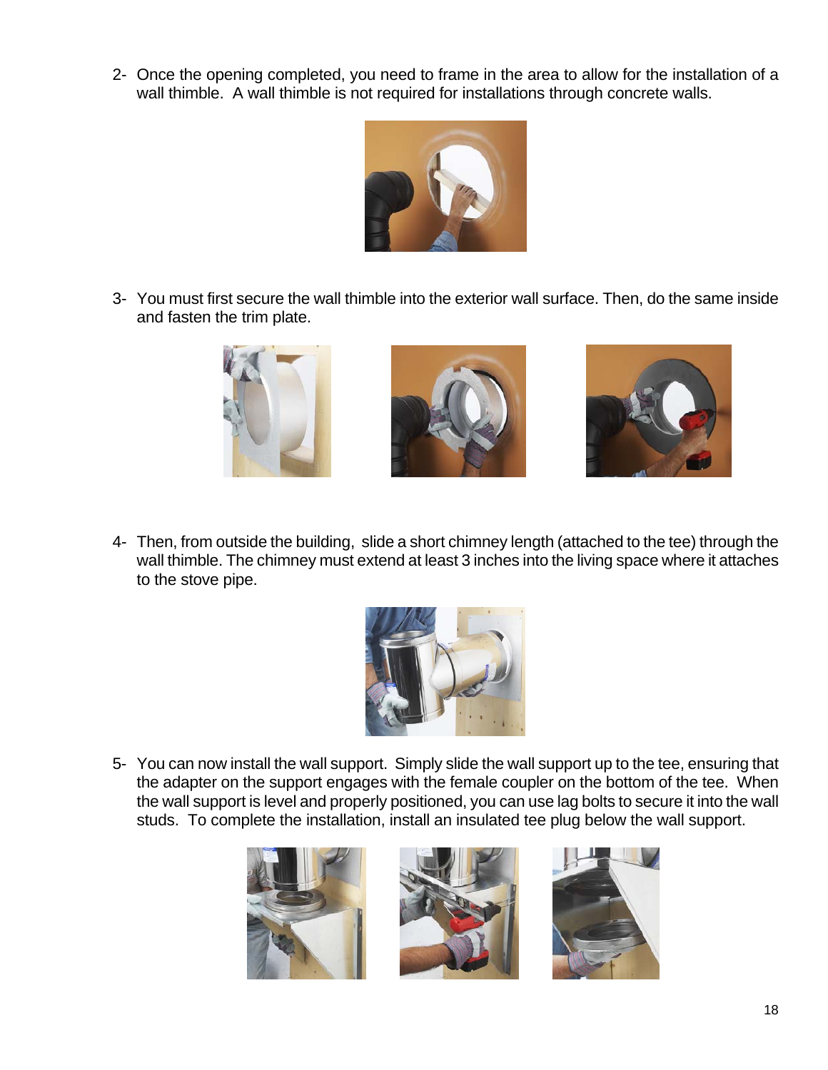2- Once the opening completed, you need to frame in the area to allow for the installation of a wall thimble. A wall thimble is not required for installations through concrete walls.

3- You must first secure the wall thimble into the exterior wall surface. Then, do the same inside and fasten the trim plate.

4- Then, from outside the building, slide a short chimney length (attached to the tee) through the wall thimble. The chimney must extend at least 3 inches into the living space where it attaches to the stove pipe.

5- You can now install the wall support. Simply slide the wall support up to the tee, ensuring that the adapter on the support engages with the female coupler on the bottom of the tee. When the wall support is level and properly positioned, you can use lag bolts to secure it into the wall studs. To complete the installation, install an insulated tee plug below the wall support.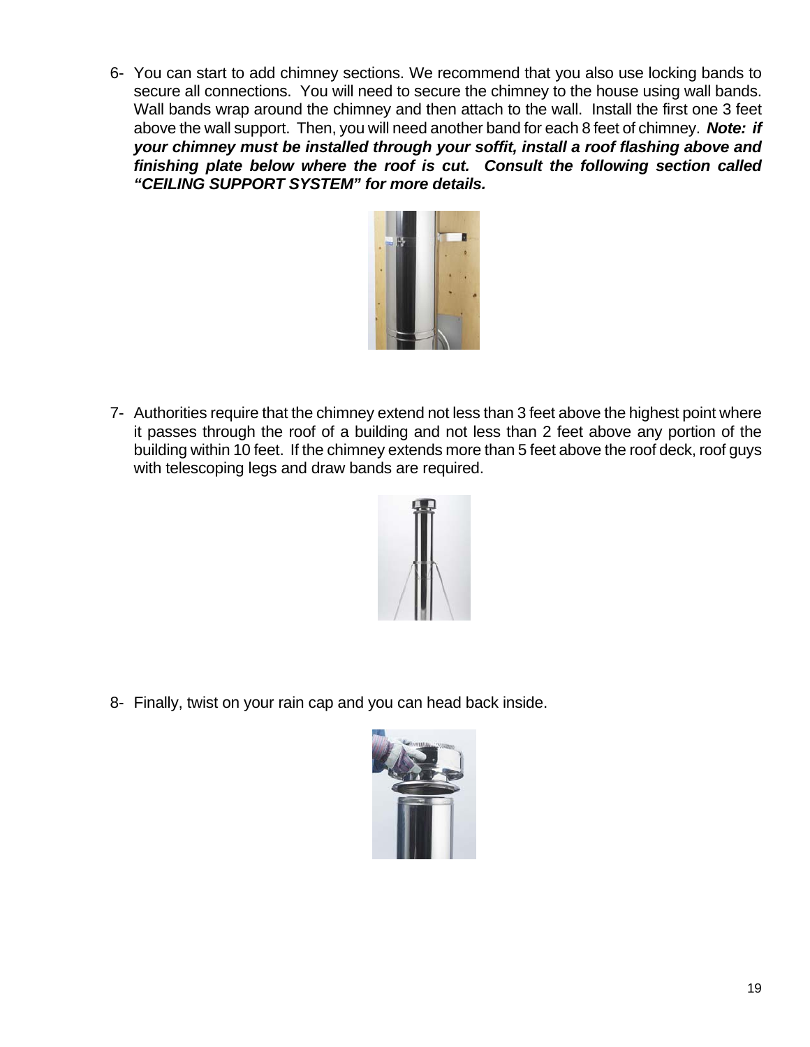6- You can start to add chimney sections. We recommend that you also use locking bands to secure all connections. You will need to secure the chimney to the house using wall bands. Wall bands wrap around the chimney and then attach to the wall. Install the first one 3 feet above the wall support. Then, you will need another band for each 8 feet of chimney. ***Note: if your chimney must be installed through your soffit, install a roof flashing above and finishing plate below where the roof is cut. Consult the following section called "CEILING SUPPORT SYSTEM" for more details.***

7- Authorities require that the chimney extend not less than 3 feet above the highest point where it passes through the roof of a building and not less than 2 feet above any portion of the building within 10 feet. If the chimney extends more than 5 feet above the roof deck, roof guys with telescoping legs and draw bands are required.

8- Finally, twist on your rain cap and you can head back inside.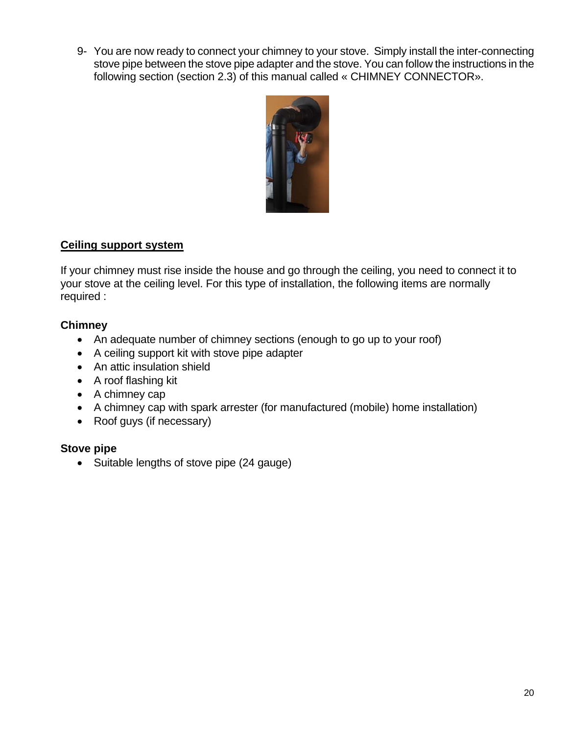9- You are now ready to connect your chimney to your stove. Simply install the inter-connecting stove pipe between the stove pipe adapter and the stove. You can follow the instructions in the following section (section 2.3) of this manual called « CHIMNEY CONNECTOR».

## Ceiling support system

If your chimney must rise inside the house and go through the ceiling, you need to connect it to your stove at the ceiling level. For this type of installation, the following items are normally required :

### Chimney

- An adequate number of chimney sections (enough to go up to your roof)
- A ceiling support kit with stove pipe adapter
- An attic insulation shield
- A roof flashing kit
- A chimney cap
- A chimney cap with spark arrester (for manufactured (mobile) home installation)
- Roof guys (if necessary)

### Stove pipe

- Suitable lengths of stove pipe (24 gauge)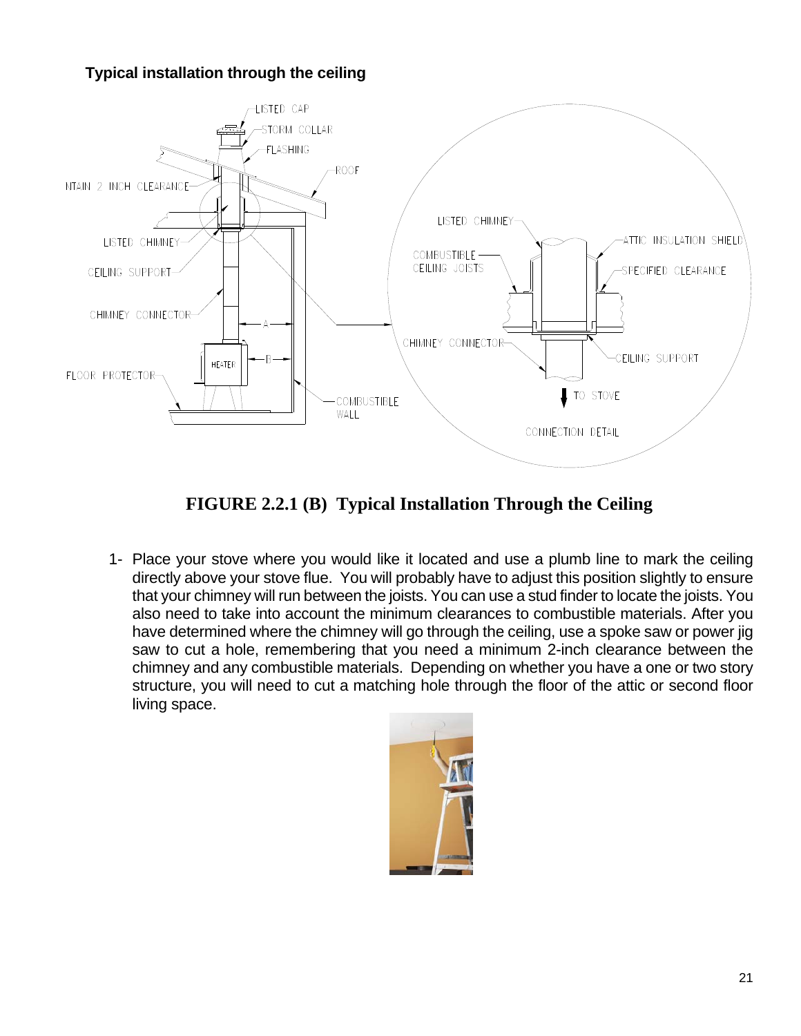**Typical installation through the ceiling**

**FIGURE 2.2.1 (B) Typical Installation Through the Ceiling**

1- Place your stove where you would like it located and use a plumb line to mark the ceiling directly above your stove flue. You will probably have to adjust this position slightly to ensure that your chimney will run between the joists. You can use a stud finder to locate the joists. You also need to take into account the minimum clearances to combustible materials. After you have determined where the chimney will go through the ceiling, use a spoke saw or power jig saw to cut a hole, remembering that you need a minimum 2-inch clearance between the chimney and any combustible materials. Depending on whether you have a one or two story structure, you will need to cut a matching hole through the floor of the attic or second floor living space.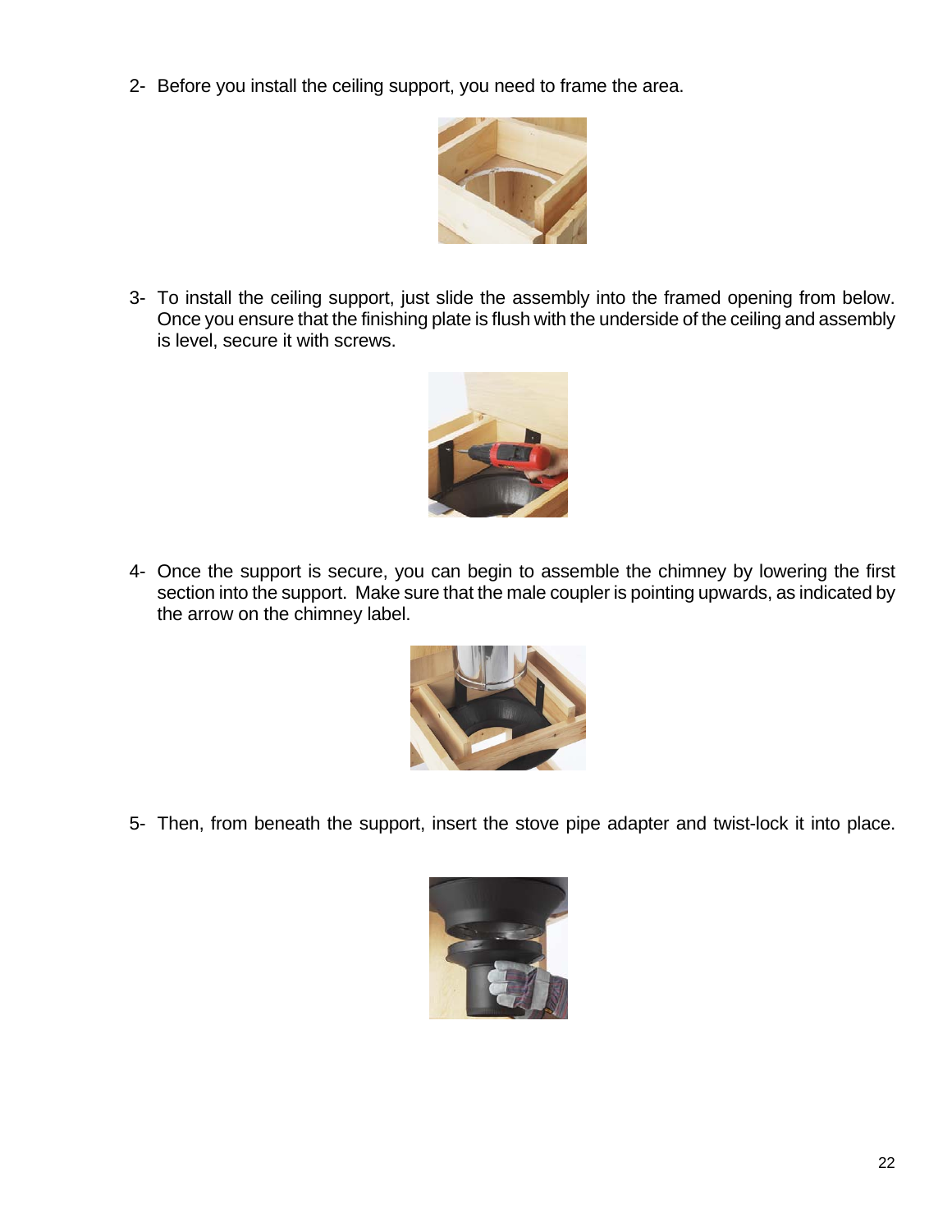2- Before you install the ceiling support, you need to frame the area.

3- To install the ceiling support, just slide the assembly into the framed opening from below. Once you ensure that the finishing plate is flush with the underside of the ceiling and assembly is level, secure it with screws.

4- Once the support is secure, you can begin to assemble the chimney by lowering the first section into the support. Make sure that the male coupler is pointing upwards, as indicated by the arrow on the chimney label.

5- Then, from beneath the support, insert the stove pipe adapter and twist-lock it into place.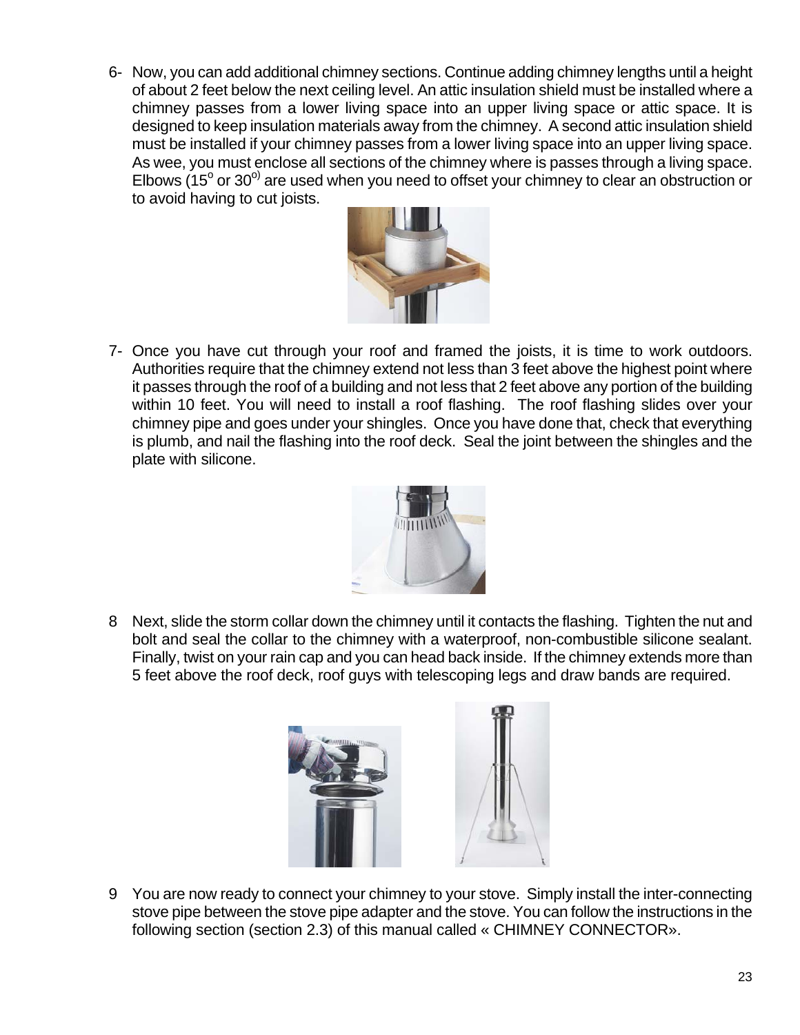6- Now, you can add additional chimney sections. Continue adding chimney lengths until a height of about 2 feet below the next ceiling level. An attic insulation shield must be installed where a chimney passes from a lower living space into an upper living space or attic space. It is designed to keep insulation materials away from the chimney. A second attic insulation shield must be installed if your chimney passes from a lower living space into an upper living space. As wee, you must enclose all sections of the chimney where is passes through a living space. Elbows (15$^o$ or 30$^{o)}$ are used when you need to offset your chimney to clear an obstruction or to avoid having to cut joists.

7- Once you have cut through your roof and framed the joists, it is time to work outdoors. Authorities require that the chimney extend not less than 3 feet above the highest point where it passes through the roof of a building and not less that 2 feet above any portion of the building within 10 feet. You will need to install a roof flashing. The roof flashing slides over your chimney pipe and goes under your shingles. Once you have done that, check that everything is plumb, and nail the flashing into the roof deck. Seal the joint between the shingles and the plate with silicone.

8 Next, slide the storm collar down the chimney until it contacts the flashing. Tighten the nut and bolt and seal the collar to the chimney with a waterproof, non-combustible silicone sealant. Finally, twist on your rain cap and you can head back inside. If the chimney extends more than 5 feet above the roof deck, roof guys with telescoping legs and draw bands are required.

9 You are now ready to connect your chimney to your stove. Simply install the inter-connecting stove pipe between the stove pipe adapter and the stove. You can follow the instructions in the following section (section 2.3) of this manual called « CHIMNEY CONNECTOR».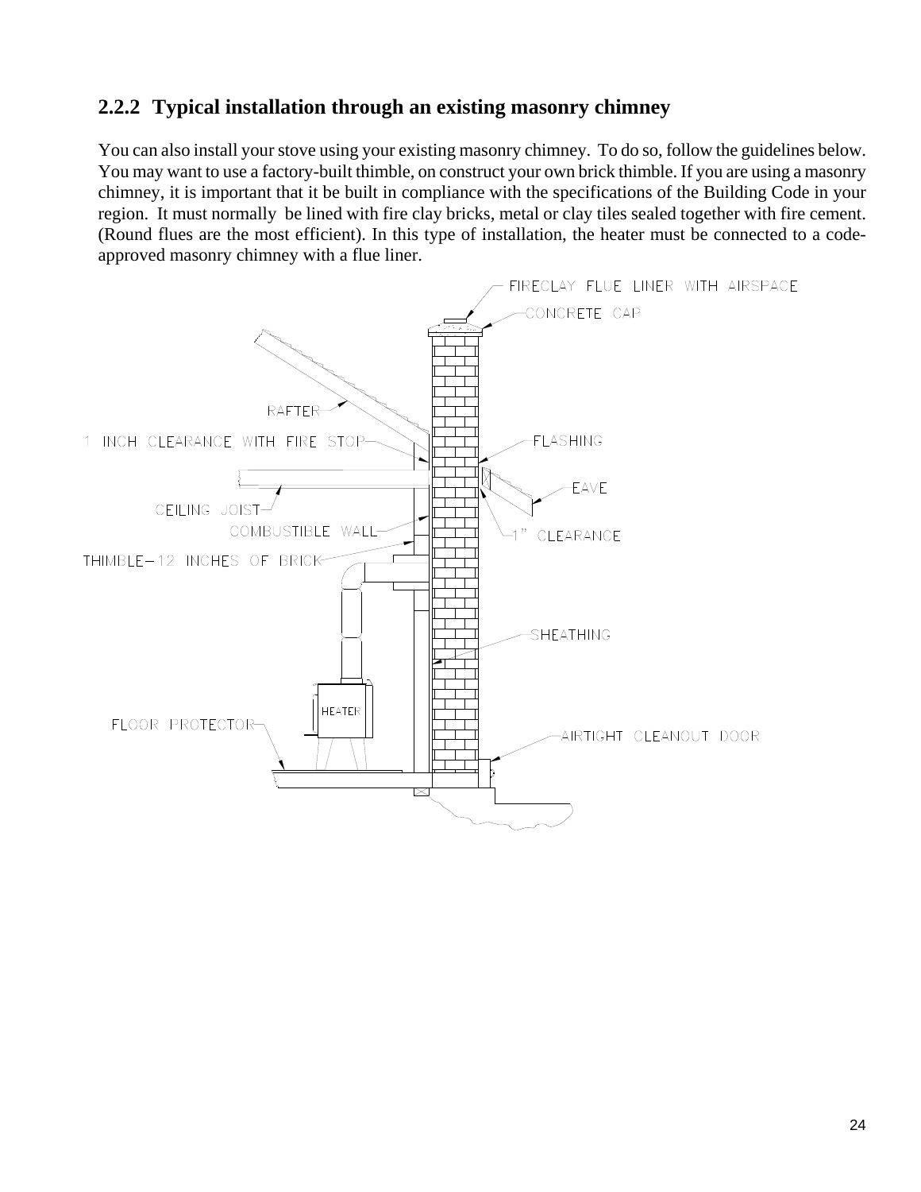## 2.2.2 Typical installation through an existing masonry chimney

You can also install your stove using your existing masonry chimney. To do so, follow the guidelines below. You may want to use a factory-built thimble, on construct your own brick thimble. If you are using a masonry chimney, it is important that it be built in compliance with the specifications of the Building Code in your region. It must normally be lined with fire clay bricks, metal or clay tiles sealed together with fire cement. (Round flues are the most efficient). In this type of installation, the heater must be connected to a code-approved masonry chimney with a flue liner.

FIRECLAY FLUE LINER WITH AIRSPACE

CONCRETE CAP

RAFTER

1 INCH CLEARANCE WITH FIRE STOP

FLASHING

EAVE

CEILING JOIST

COMBUSTIBLE WALL

1" CLEARANCE

THIMBLE—12 INCHES OF BRICK

SHEATHING

HEATER

FLOOR PROTECTOR

AIRTIGHT CLEANOUT DOOR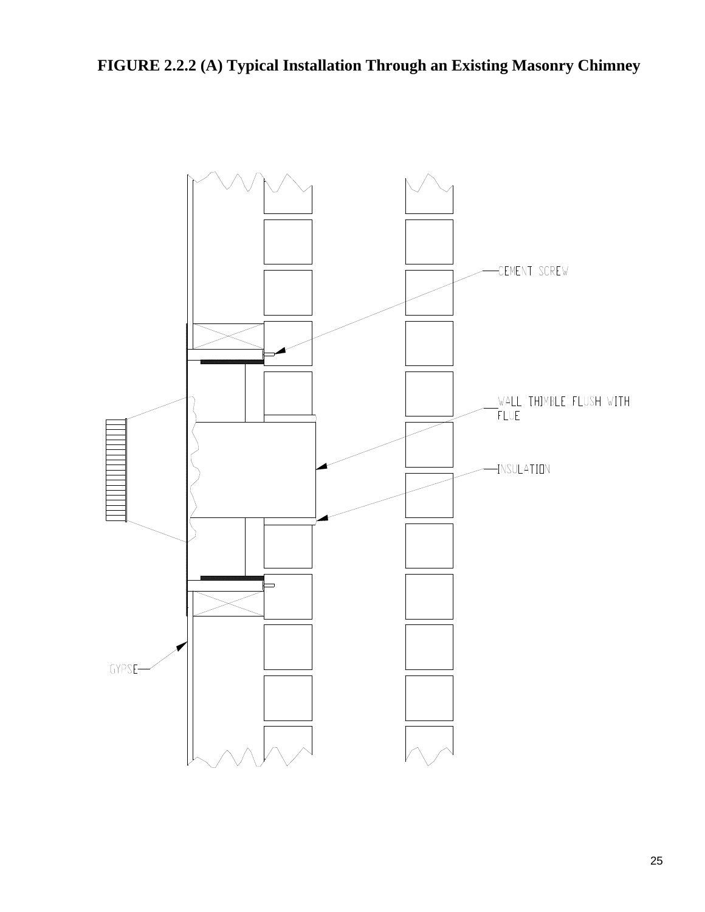**FIGURE 2.2.2 (A) Typical Installation Through an Existing Masonry Chimney**

CEMENT SCREW

WALL THIMBLE FLUSH WITH FLUE

INSULATION

GYPSE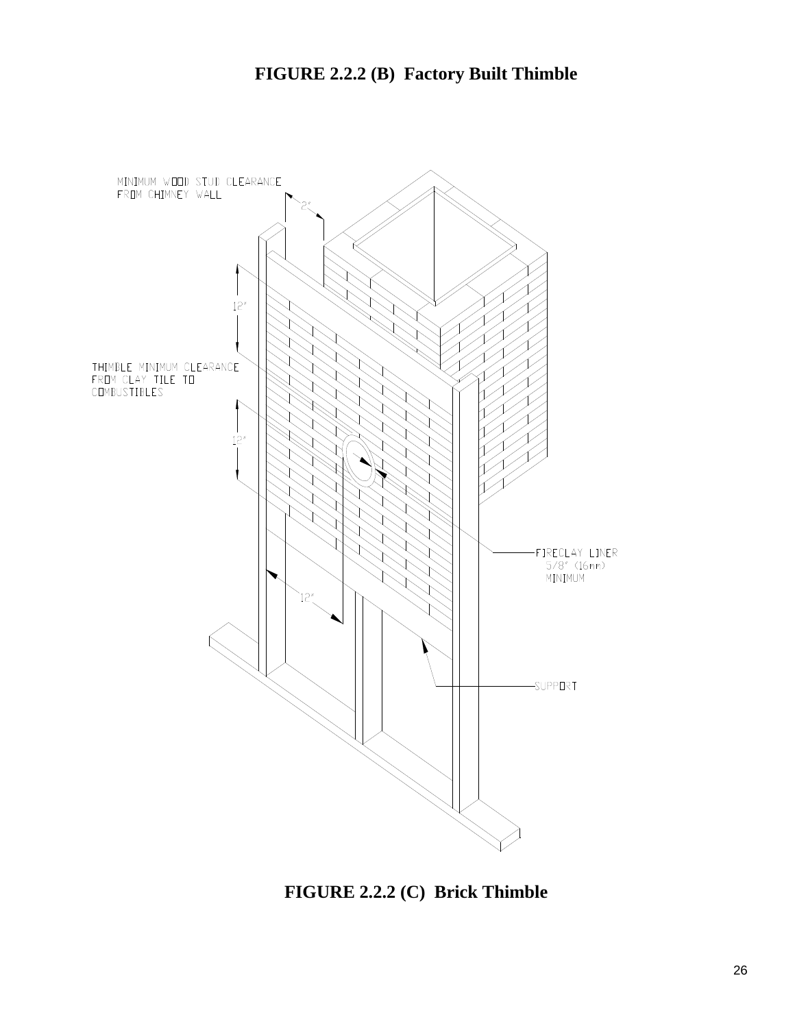**FIGURE 2.2.2 (B) Factory Built Thimble**

MINIMUM WOOD STUD CLEARANCE FROM CHIMNEY WALL

2"

12"

THIMBLE MINIMUM CLEARANCE FROM CLAY TILE TO COMBUSTIBLES

12"

12"

FIRECLAY LINER 5/8" (16mm) MINIMUM

SUPPORT

**FIGURE 2.2.2 (C) Brick Thimble**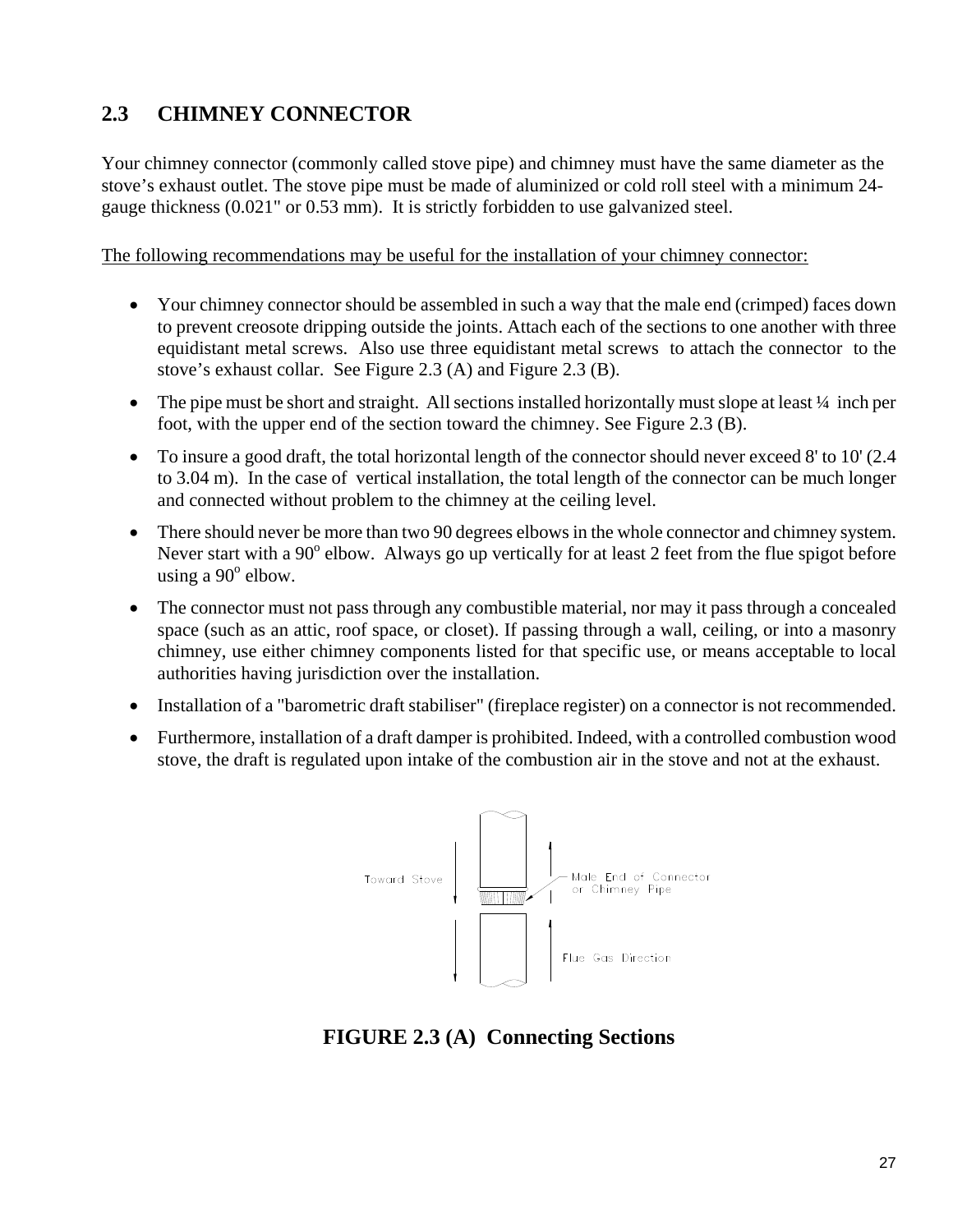## 2.3 CHIMNEY CONNECTOR

Your chimney connector (commonly called stove pipe) and chimney must have the same diameter as the stove's exhaust outlet. The stove pipe must be made of aluminized or cold roll steel with a minimum 24-gauge thickness (0.021" or 0.53 mm). It is strictly forbidden to use galvanized steel.

The following recommendations may be useful for the installation of your chimney connector:

- Your chimney connector should be assembled in such a way that the male end (crimped) faces down to prevent creosote dripping outside the joints. Attach each of the sections to one another with three equidistant metal screws. Also use three equidistant metal screws to attach the connector to the stove's exhaust collar. See Figure 2.3 (A) and Figure 2.3 (B).
- The pipe must be short and straight. All sections installed horizontally must slope at least ¼ inch per foot, with the upper end of the section toward the chimney. See Figure 2.3 (B).
- To insure a good draft, the total horizontal length of the connector should never exceed 8' to 10' (2.4 to 3.04 m). In the case of vertical installation, the total length of the connector can be much longer and connected without problem to the chimney at the ceiling level.
- There should never be more than two 90 degrees elbows in the whole connector and chimney system. Never start with a 90° elbow. Always go up vertically for at least 2 feet from the flue spigot before using a 90° elbow.
- The connector must not pass through any combustible material, nor may it pass through a concealed space (such as an attic, roof space, or closet). If passing through a wall, ceiling, or into a masonry chimney, use either chimney components listed for that specific use, or means acceptable to local authorities having jurisdiction over the installation.
- Installation of a "barometric draft stabiliser" (fireplace register) on a connector is not recommended.
- Furthermore, installation of a draft damper is prohibited. Indeed, with a controlled combustion wood stove, the draft is regulated upon intake of the combustion air in the stove and not at the exhaust.

Toward Stove — Male End of Connector or Chimney Pipe — Flue Gas Direction

**FIGURE 2.3 (A) Connecting Sections**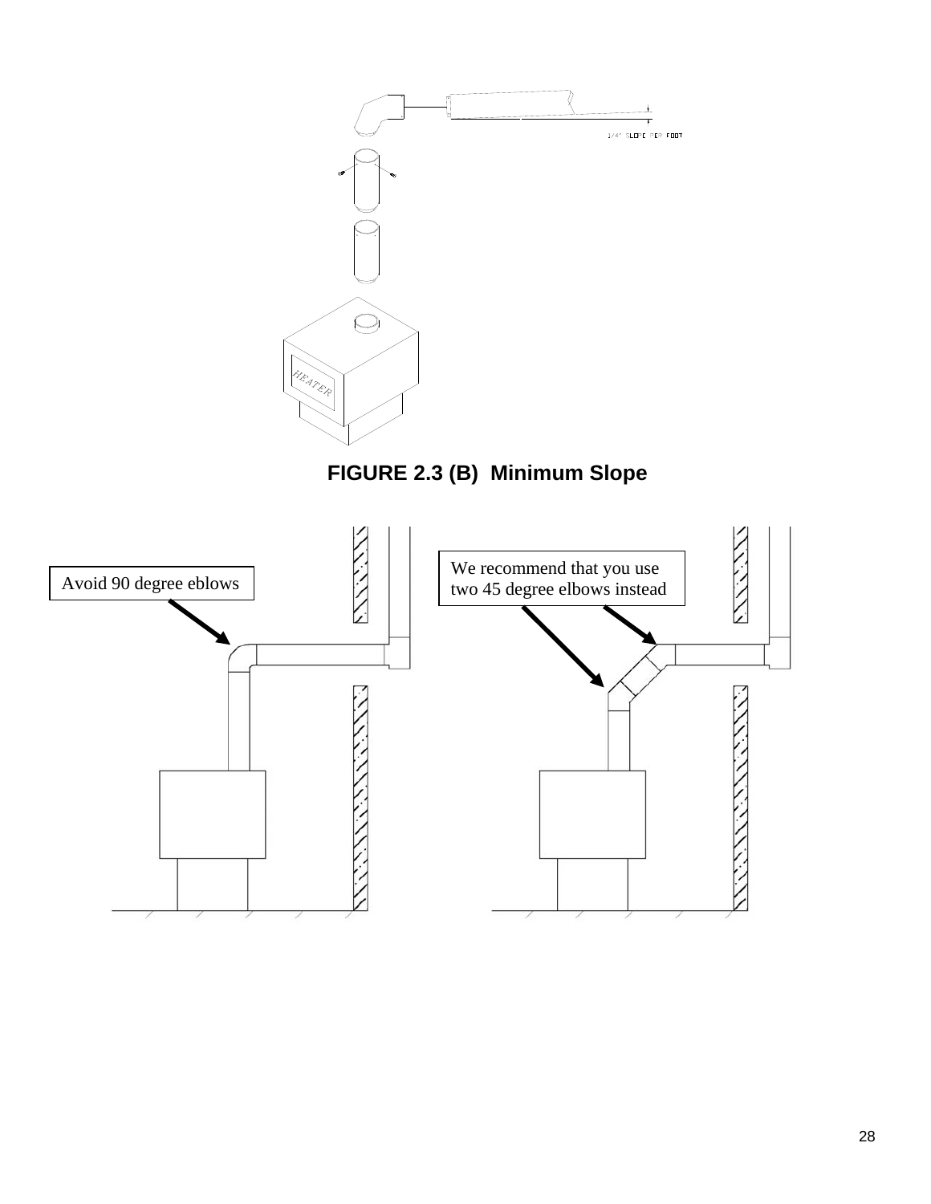1/4" SLOPE PER FOOT

HEATER

**FIGURE 2.3 (B) Minimum Slope**

Avoid 90 degree eblows

We recommend that you use two 45 degree elbows instead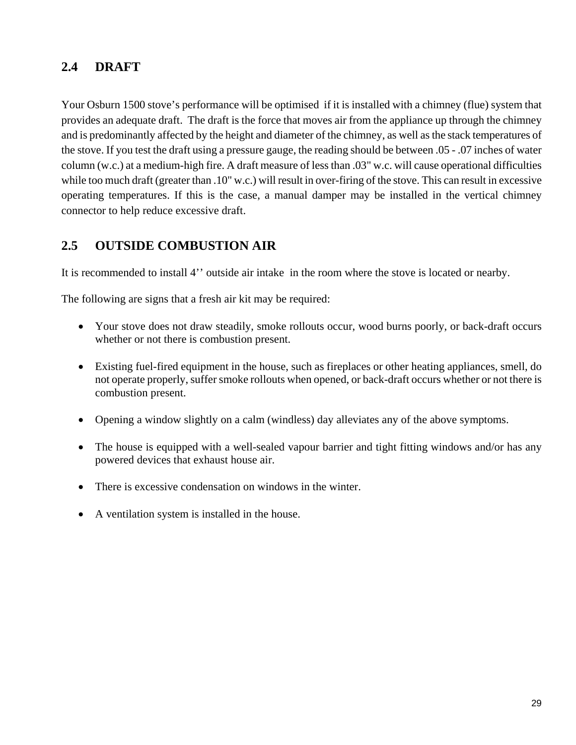## 2.4 DRAFT

Your Osburn 1500 stove's performance will be optimised if it is installed with a chimney (flue) system that provides an adequate draft. The draft is the force that moves air from the appliance up through the chimney and is predominantly affected by the height and diameter of the chimney, as well as the stack temperatures of the stove. If you test the draft using a pressure gauge, the reading should be between .05 - .07 inches of water column (w.c.) at a medium-high fire. A draft measure of less than .03" w.c. will cause operational difficulties while too much draft (greater than .10" w.c.) will result in over-firing of the stove. This can result in excessive operating temperatures. If this is the case, a manual damper may be installed in the vertical chimney connector to help reduce excessive draft.

## 2.5 OUTSIDE COMBUSTION AIR

It is recommended to install 4'' outside air intake in the room where the stove is located or nearby.

The following are signs that a fresh air kit may be required:

- Your stove does not draw steadily, smoke rollouts occur, wood burns poorly, or back-draft occurs whether or not there is combustion present.
- Existing fuel-fired equipment in the house, such as fireplaces or other heating appliances, smell, do not operate properly, suffer smoke rollouts when opened, or back-draft occurs whether or not there is combustion present.
- Opening a window slightly on a calm (windless) day alleviates any of the above symptoms.
- The house is equipped with a well-sealed vapour barrier and tight fitting windows and/or has any powered devices that exhaust house air.
- There is excessive condensation on windows in the winter.
- A ventilation system is installed in the house.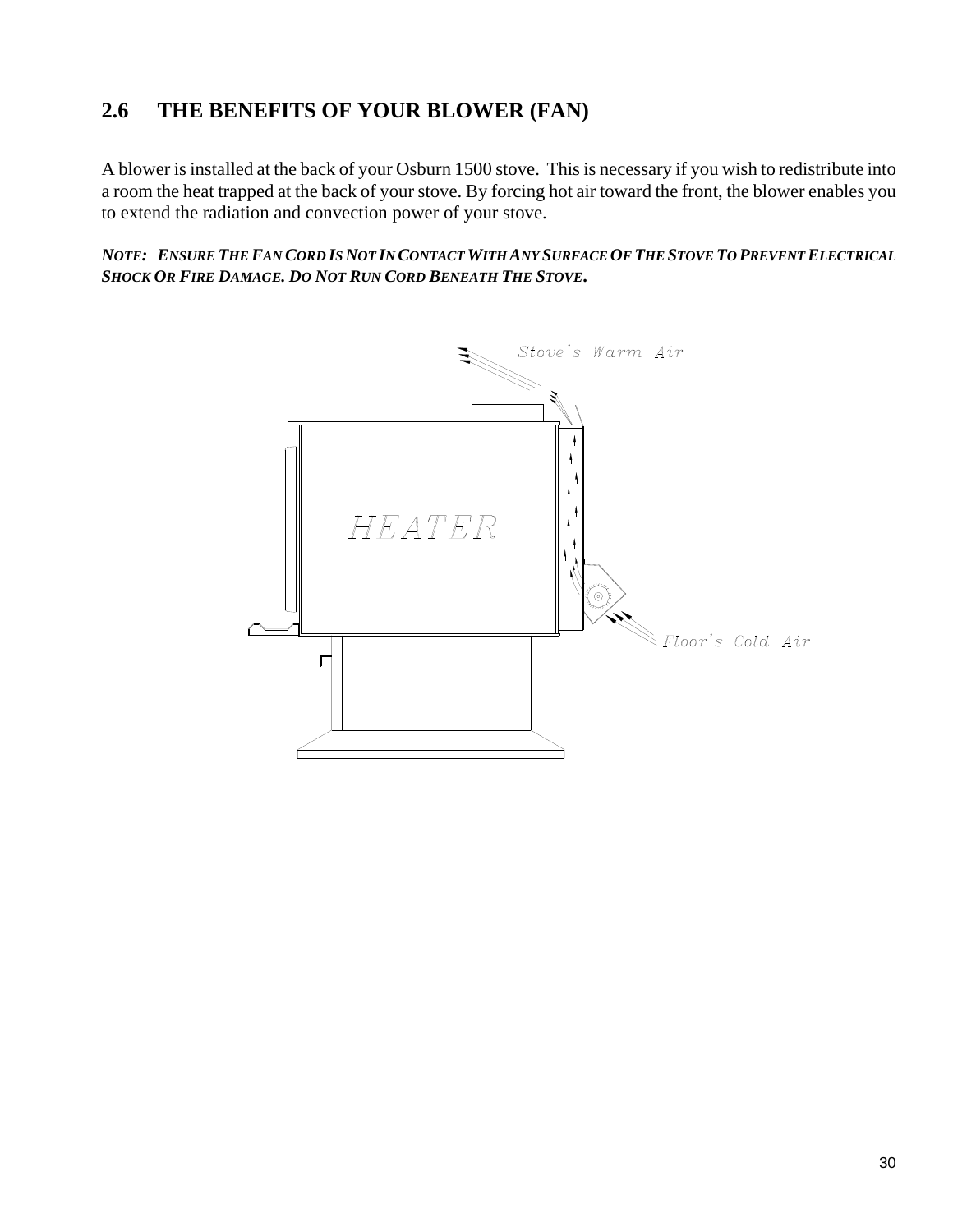## 2.6 THE BENEFITS OF YOUR BLOWER (FAN)

A blower is installed at the back of your Osburn 1500 stove. This is necessary if you wish to redistribute into a room the heat trapped at the back of your stove. By forcing hot air toward the front, the blower enables you to extend the radiation and convection power of your stove.

***NOTE: ENSURE THE FAN CORD IS NOT IN CONTACT WITH ANY SURFACE OF THE STOVE TO PREVENT ELECTRICAL SHOCK OR FIRE DAMAGE. DO NOT RUN CORD BENEATH THE STOVE.***

Stove's Warm Air

HEATER

Floor's Cold Air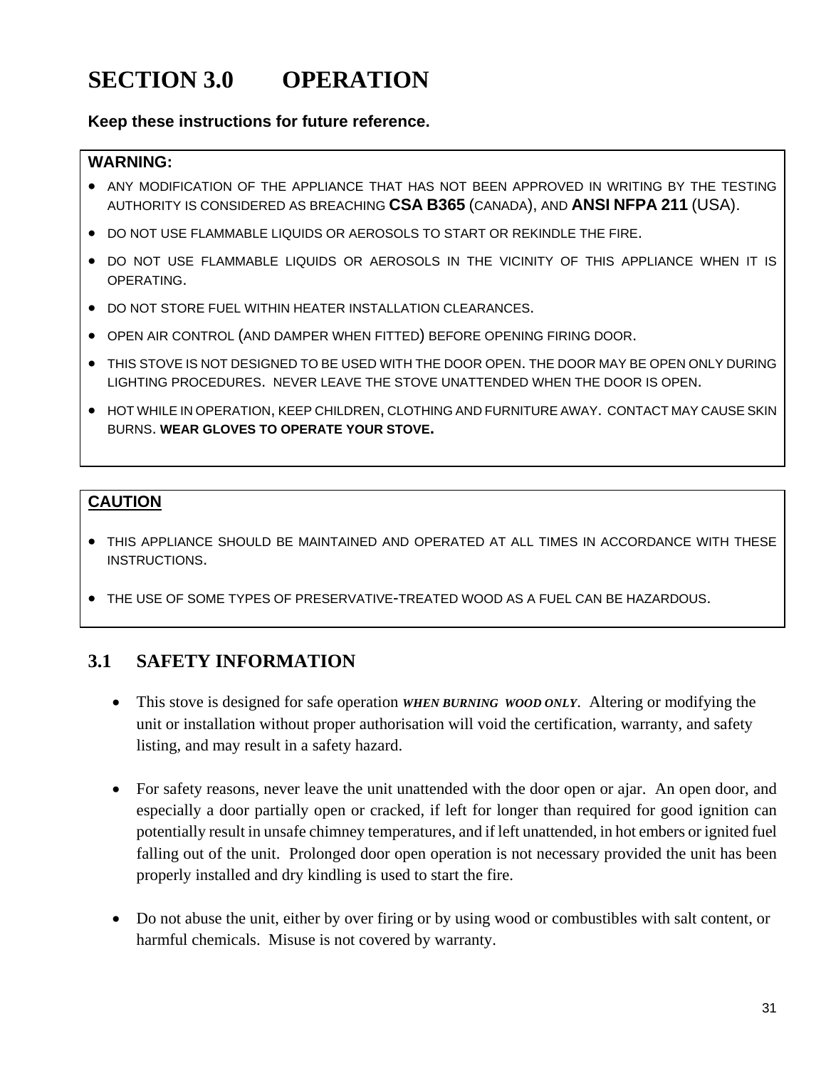# SECTION 3.0 OPERATION

**Keep these instructions for future reference.**

**WARNING:**

- ANY MODIFICATION OF THE APPLIANCE THAT HAS NOT BEEN APPROVED IN WRITING BY THE TESTING AUTHORITY IS CONSIDERED AS BREACHING **CSA B365** (CANADA), AND **ANSI NFPA 211** (USA).
- DO NOT USE FLAMMABLE LIQUIDS OR AEROSOLS TO START OR REKINDLE THE FIRE.
- DO NOT USE FLAMMABLE LIQUIDS OR AEROSOLS IN THE VICINITY OF THIS APPLIANCE WHEN IT IS OPERATING.
- DO NOT STORE FUEL WITHIN HEATER INSTALLATION CLEARANCES.
- OPEN AIR CONTROL (AND DAMPER WHEN FITTED) BEFORE OPENING FIRING DOOR.
- THIS STOVE IS NOT DESIGNED TO BE USED WITH THE DOOR OPEN. THE DOOR MAY BE OPEN ONLY DURING LIGHTING PROCEDURES. NEVER LEAVE THE STOVE UNATTENDED WHEN THE DOOR IS OPEN.
- HOT WHILE IN OPERATION, KEEP CHILDREN, CLOTHING AND FURNITURE AWAY. CONTACT MAY CAUSE SKIN BURNS. **WEAR GLOVES TO OPERATE YOUR STOVE.**

**CAUTION**

- THIS APPLIANCE SHOULD BE MAINTAINED AND OPERATED AT ALL TIMES IN ACCORDANCE WITH THESE INSTRUCTIONS.
- THE USE OF SOME TYPES OF PRESERVATIVE-TREATED WOOD AS A FUEL CAN BE HAZARDOUS.

## 3.1 SAFETY INFORMATION

- This stove is designed for safe operation ***WHEN BURNING WOOD ONLY***. Altering or modifying the unit or installation without proper authorisation will void the certification, warranty, and safety listing, and may result in a safety hazard.

- For safety reasons, never leave the unit unattended with the door open or ajar. An open door, and especially a door partially open or cracked, if left for longer than required for good ignition can potentially result in unsafe chimney temperatures, and if left unattended, in hot embers or ignited fuel falling out of the unit. Prolonged door open operation is not necessary provided the unit has been properly installed and dry kindling is used to start the fire.

- Do not abuse the unit, either by over firing or by using wood or combustibles with salt content, or harmful chemicals. Misuse is not covered by warranty.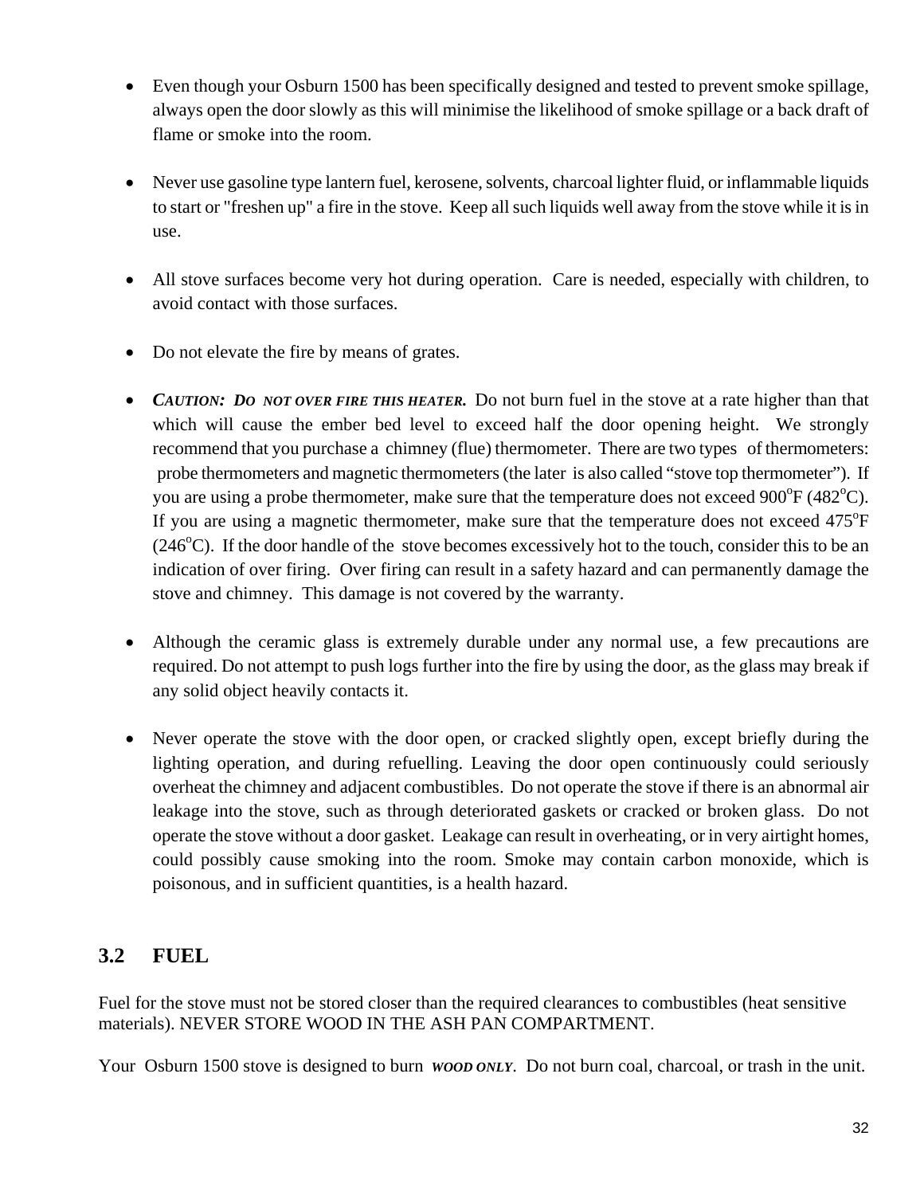- Even though your Osburn 1500 has been specifically designed and tested to prevent smoke spillage, always open the door slowly as this will minimise the likelihood of smoke spillage or a back draft of flame or smoke into the room.

- Never use gasoline type lantern fuel, kerosene, solvents, charcoal lighter fluid, or inflammable liquids to start or "freshen up" a fire in the stove. Keep all such liquids well away from the stove while it is in use.

- All stove surfaces become very hot during operation. Care is needed, especially with children, to avoid contact with those surfaces.

- Do not elevate the fire by means of grates.

- ***CAUTION: DO NOT OVER FIRE THIS HEATER.*** Do not burn fuel in the stove at a rate higher than that which will cause the ember bed level to exceed half the door opening height. We strongly recommend that you purchase a chimney (flue) thermometer. There are two types of thermometers: probe thermometers and magnetic thermometers (the later is also called "stove top thermometer"). If you are using a probe thermometer, make sure that the temperature does not exceed 900°F (482°C). If you are using a magnetic thermometer, make sure that the temperature does not exceed 475°F (246°C). If the door handle of the stove becomes excessively hot to the touch, consider this to be an indication of over firing. Over firing can result in a safety hazard and can permanently damage the stove and chimney. This damage is not covered by the warranty.

- Although the ceramic glass is extremely durable under any normal use, a few precautions are required. Do not attempt to push logs further into the fire by using the door, as the glass may break if any solid object heavily contacts it.

- Never operate the stove with the door open, or cracked slightly open, except briefly during the lighting operation, and during refuelling. Leaving the door open continuously could seriously overheat the chimney and adjacent combustibles. Do not operate the stove if there is an abnormal air leakage into the stove, such as through deteriorated gaskets or cracked or broken glass. Do not operate the stove without a door gasket. Leakage can result in overheating, or in very airtight homes, could possibly cause smoking into the room. Smoke may contain carbon monoxide, which is poisonous, and in sufficient quantities, is a health hazard.

## 3.2 FUEL

Fuel for the stove must not be stored closer than the required clearances to combustibles (heat sensitive materials). NEVER STORE WOOD IN THE ASH PAN COMPARTMENT.

Your Osburn 1500 stove is designed to burn ***WOOD ONLY***. Do not burn coal, charcoal, or trash in the unit.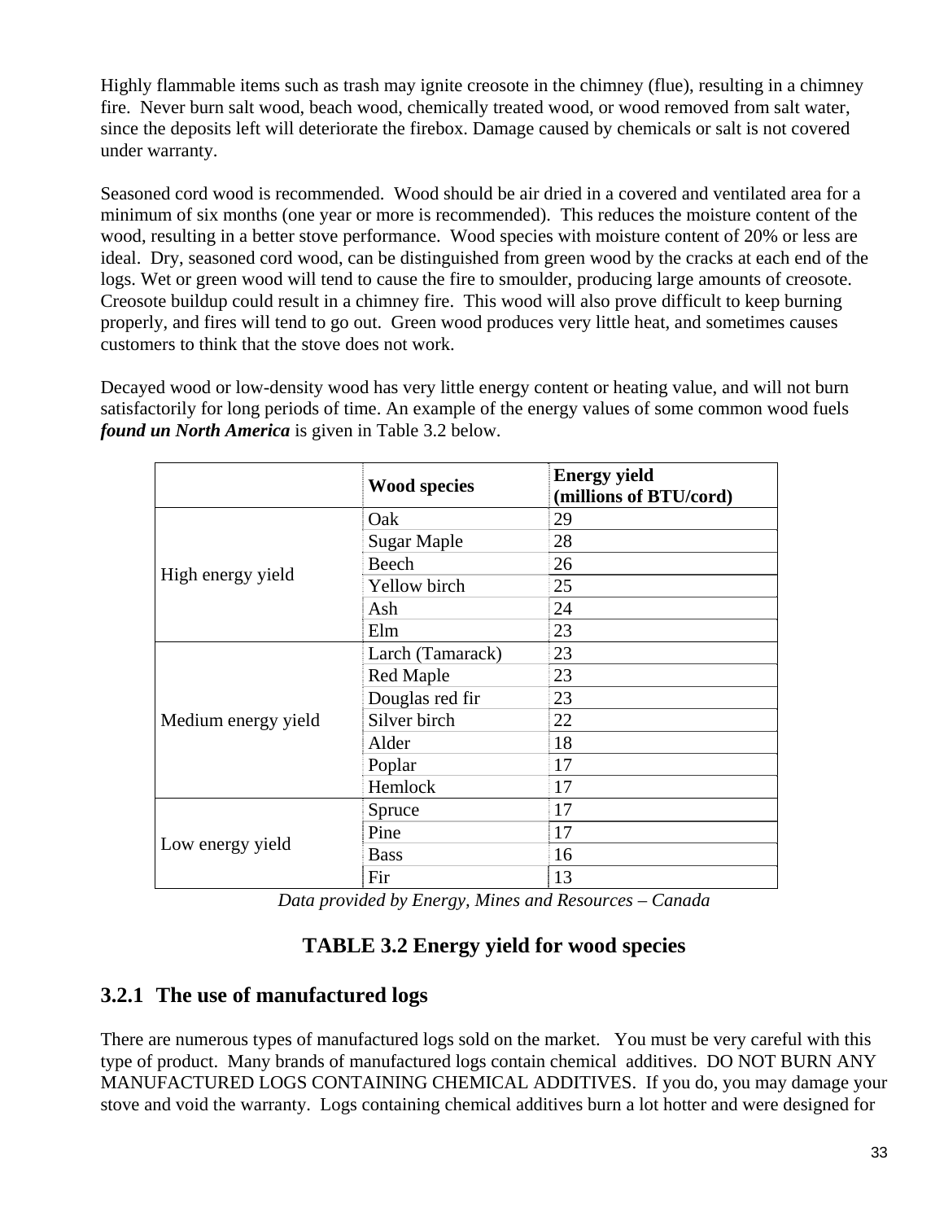Highly flammable items such as trash may ignite creosote in the chimney (flue), resulting in a chimney fire. Never burn salt wood, beach wood, chemically treated wood, or wood removed from salt water, since the deposits left will deteriorate the firebox. Damage caused by chemicals or salt is not covered under warranty.

Seasoned cord wood is recommended. Wood should be air dried in a covered and ventilated area for a minimum of six months (one year or more is recommended). This reduces the moisture content of the wood, resulting in a better stove performance. Wood species with moisture content of 20% or less are ideal. Dry, seasoned cord wood, can be distinguished from green wood by the cracks at each end of the logs. Wet or green wood will tend to cause the fire to smoulder, producing large amounts of creosote. Creosote buildup could result in a chimney fire. This wood will also prove difficult to keep burning properly, and fires will tend to go out. Green wood produces very little heat, and sometimes causes customers to think that the stove does not work.

Decayed wood or low-density wood has very little energy content or heating value, and will not burn satisfactorily for long periods of time. An example of the energy values of some common wood fuels ***found un North America*** is given in Table 3.2 below.

| | **Wood species** | **Energy yield (millions of BTU/cord)** |
|---|---|---|
| High energy yield | Oak | 29 |
| | Sugar Maple | 28 |
| | Beech | 26 |
| | Yellow birch | 25 |
| | Ash | 24 |
| | Elm | 23 |
| Medium energy yield | Larch (Tamarack) | 23 |
| | Red Maple | 23 |
| | Douglas red fir | 23 |
| | Silver birch | 22 |
| | Alder | 18 |
| | Poplar | 17 |
| | Hemlock | 17 |
| Low energy yield | Spruce | 17 |
| | Pine | 17 |
| | Bass | 16 |
| | Fir | 13 |

*Data provided by Energy, Mines and Resources – Canada*

**TABLE 3.2 Energy yield for wood species**

### 3.2.1 The use of manufactured logs

There are numerous types of manufactured logs sold on the market. You must be very careful with this type of product. Many brands of manufactured logs contain chemical additives. DO NOT BURN ANY MANUFACTURED LOGS CONTAINING CHEMICAL ADDITIVES. If you do, you may damage your stove and void the warranty. Logs containing chemical additives burn a lot hotter and were designed for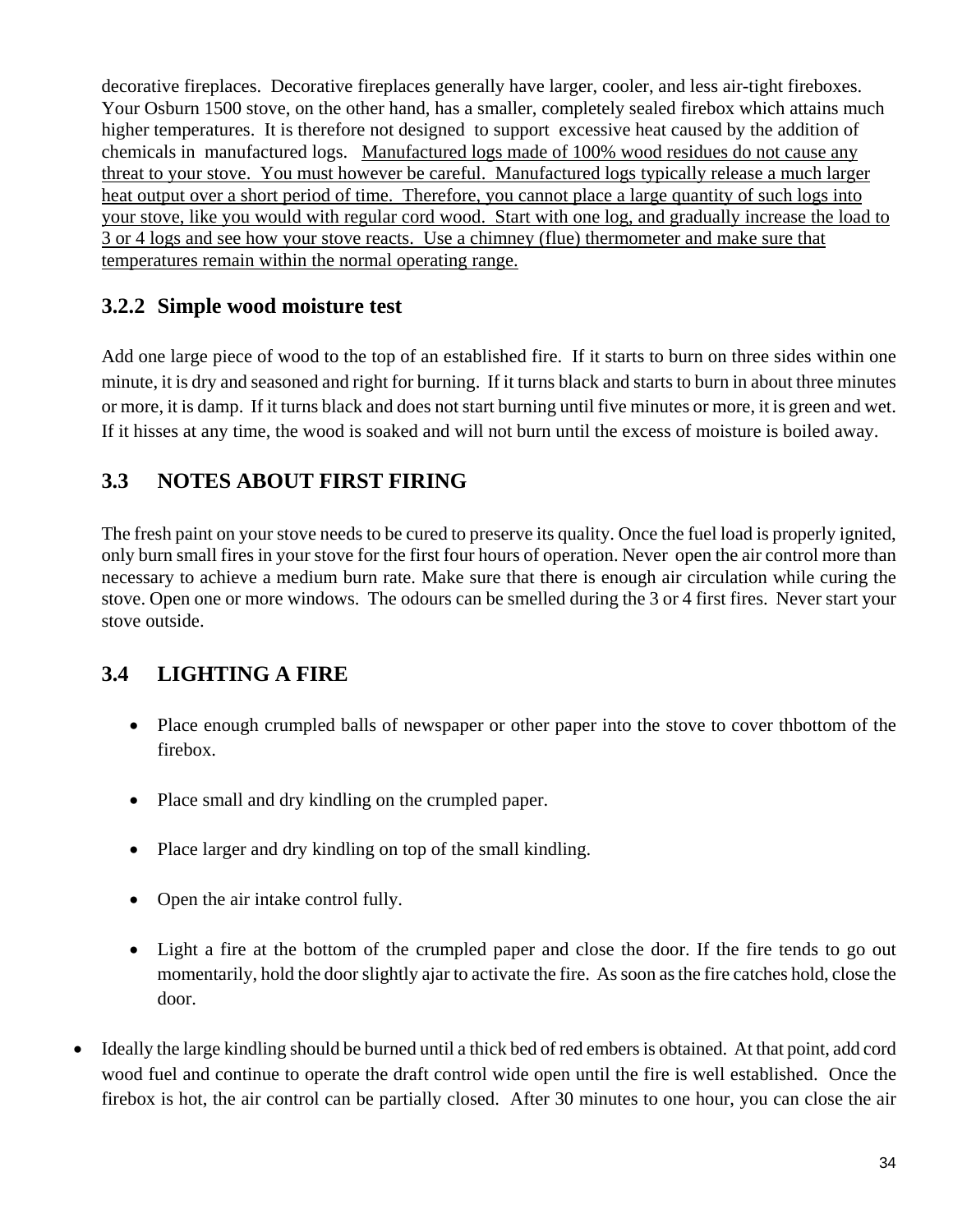decorative fireplaces. Decorative fireplaces generally have larger, cooler, and less air-tight fireboxes. Your Osburn 1500 stove, on the other hand, has a smaller, completely sealed firebox which attains much higher temperatures. It is therefore not designed to support excessive heat caused by the addition of chemicals in manufactured logs. <u>Manufactured logs made of 100% wood residues do not cause any threat to your stove. You must however be careful. Manufactured logs typically release a much larger heat output over a short period of time. Therefore, you cannot place a large quantity of such logs into your stove, like you would with regular cord wood. Start with one log, and gradually increase the load to 3 or 4 logs and see how your stove reacts. Use a chimney (flue) thermometer and make sure that temperatures remain within the normal operating range.</u>

### 3.2.2 Simple wood moisture test

Add one large piece of wood to the top of an established fire. If it starts to burn on three sides within one minute, it is dry and seasoned and right for burning. If it turns black and starts to burn in about three minutes or more, it is damp. If it turns black and does not start burning until five minutes or more, it is green and wet. If it hisses at any time, the wood is soaked and will not burn until the excess of moisture is boiled away.

## 3.3 NOTES ABOUT FIRST FIRING

The fresh paint on your stove needs to be cured to preserve its quality. Once the fuel load is properly ignited, only burn small fires in your stove for the first four hours of operation. Never open the air control more than necessary to achieve a medium burn rate. Make sure that there is enough air circulation while curing the stove. Open one or more windows. The odours can be smelled during the 3 or 4 first fires. Never start your stove outside.

## 3.4 LIGHTING A FIRE

- Place enough crumpled balls of newspaper or other paper into the stove to cover thbottom of the firebox.
- Place small and dry kindling on the crumpled paper.
- Place larger and dry kindling on top of the small kindling.
- Open the air intake control fully.
- Light a fire at the bottom of the crumpled paper and close the door. If the fire tends to go out momentarily, hold the door slightly ajar to activate the fire. As soon as the fire catches hold, close the door.

- Ideally the large kindling should be burned until a thick bed of red embers is obtained. At that point, add cord wood fuel and continue to operate the draft control wide open until the fire is well established. Once the firebox is hot, the air control can be partially closed. After 30 minutes to one hour, you can close the air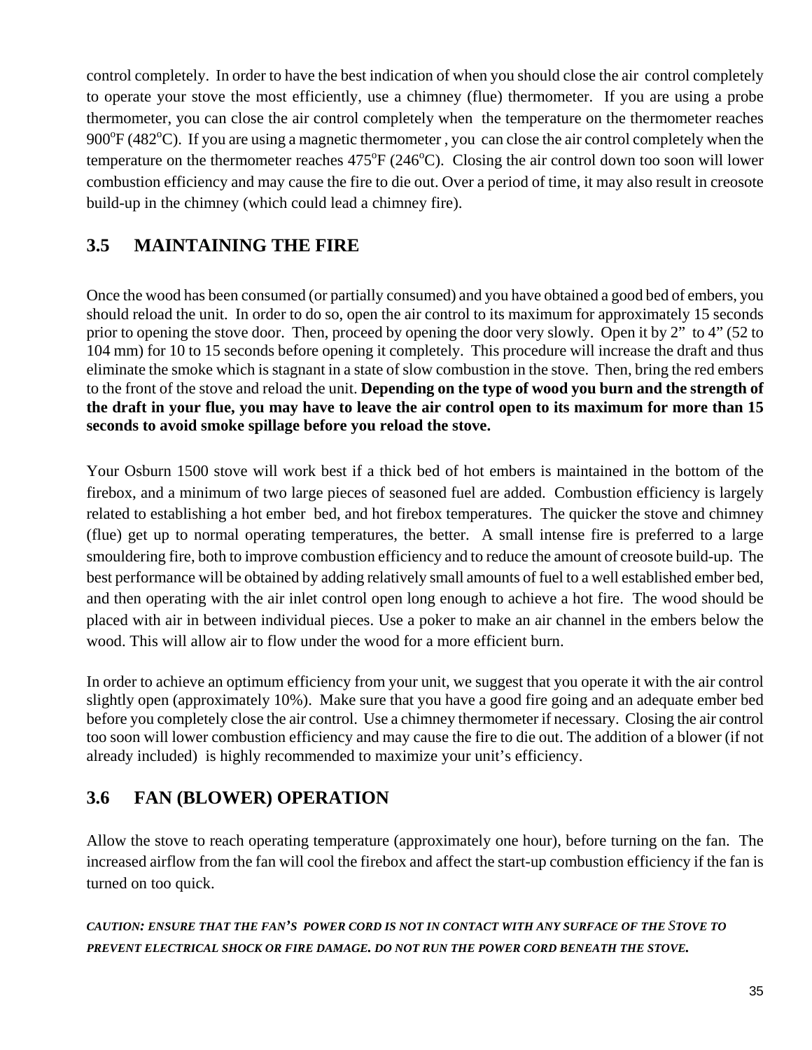control completely. In order to have the best indication of when you should close the air control completely to operate your stove the most efficiently, use a chimney (flue) thermometer. If you are using a probe thermometer, you can close the air control completely when the temperature on the thermometer reaches 900°F (482°C). If you are using a magnetic thermometer , you can close the air control completely when the temperature on the thermometer reaches 475°F (246°C). Closing the air control down too soon will lower combustion efficiency and may cause the fire to die out. Over a period of time, it may also result in creosote build-up in the chimney (which could lead a chimney fire).

## 3.5 MAINTAINING THE FIRE

Once the wood has been consumed (or partially consumed) and you have obtained a good bed of embers, you should reload the unit. In order to do so, open the air control to its maximum for approximately 15 seconds prior to opening the stove door. Then, proceed by opening the door very slowly. Open it by 2" to 4" (52 to 104 mm) for 10 to 15 seconds before opening it completely. This procedure will increase the draft and thus eliminate the smoke which is stagnant in a state of slow combustion in the stove. Then, bring the red embers to the front of the stove and reload the unit. **Depending on the type of wood you burn and the strength of the draft in your flue, you may have to leave the air control open to its maximum for more than 15 seconds to avoid smoke spillage before you reload the stove.**

Your Osburn 1500 stove will work best if a thick bed of hot embers is maintained in the bottom of the firebox, and a minimum of two large pieces of seasoned fuel are added. Combustion efficiency is largely related to establishing a hot ember bed, and hot firebox temperatures. The quicker the stove and chimney (flue) get up to normal operating temperatures, the better. A small intense fire is preferred to a large smouldering fire, both to improve combustion efficiency and to reduce the amount of creosote build-up. The best performance will be obtained by adding relatively small amounts of fuel to a well established ember bed, and then operating with the air inlet control open long enough to achieve a hot fire. The wood should be placed with air in between individual pieces. Use a poker to make an air channel in the embers below the wood. This will allow air to flow under the wood for a more efficient burn.

In order to achieve an optimum efficiency from your unit, we suggest that you operate it with the air control slightly open (approximately 10%). Make sure that you have a good fire going and an adequate ember bed before you completely close the air control. Use a chimney thermometer if necessary. Closing the air control too soon will lower combustion efficiency and may cause the fire to die out. The addition of a blower (if not already included) is highly recommended to maximize your unit's efficiency.

## 3.6 FAN (BLOWER) OPERATION

Allow the stove to reach operating temperature (approximately one hour), before turning on the fan. The increased airflow from the fan will cool the firebox and affect the start-up combustion efficiency if the fan is turned on too quick.

***CAUTION: ENSURE THAT THE FAN'S POWER CORD IS NOT IN CONTACT WITH ANY SURFACE OF THE STOVE TO PREVENT ELECTRICAL SHOCK OR FIRE DAMAGE. DO NOT RUN THE POWER CORD BENEATH THE STOVE.***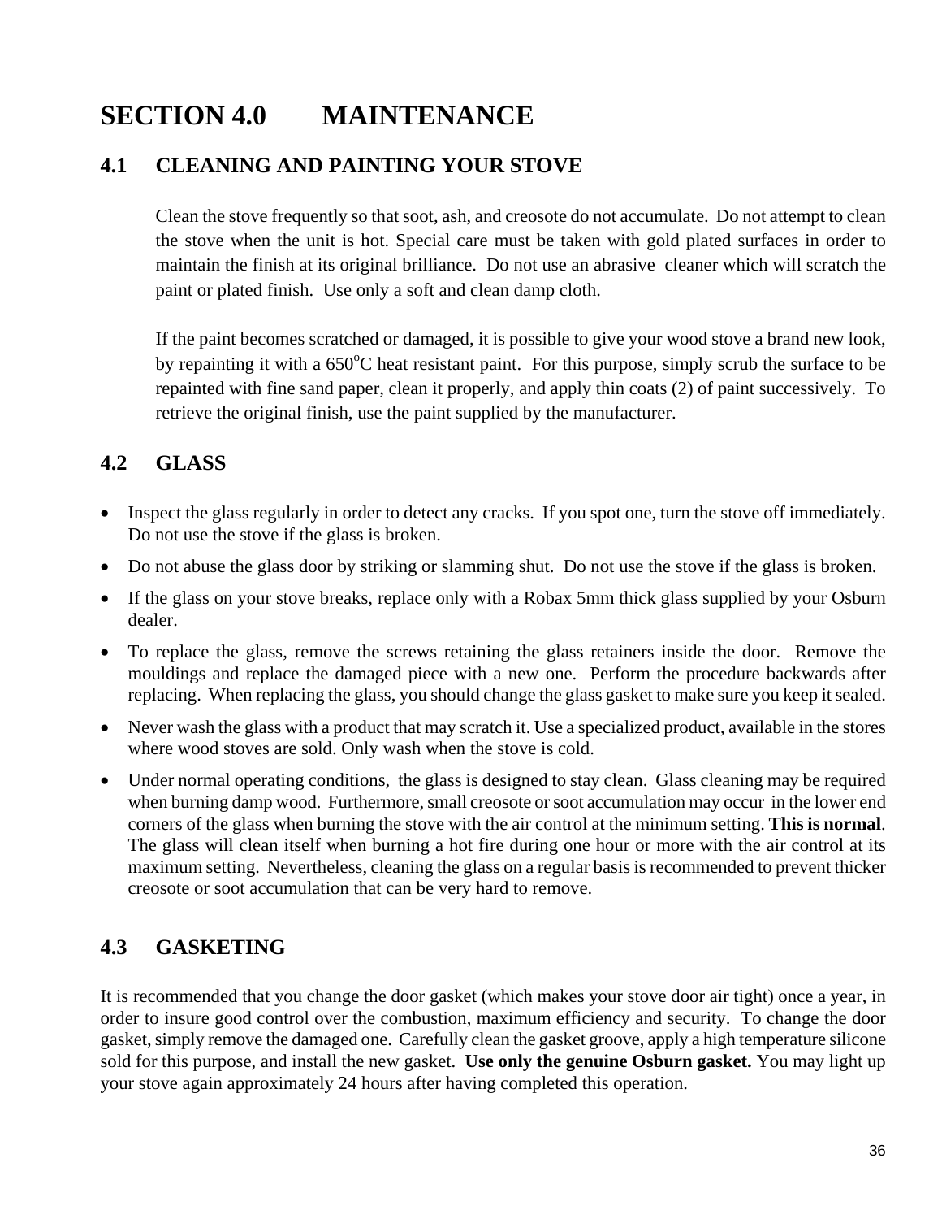# SECTION 4.0 MAINTENANCE

## 4.1 CLEANING AND PAINTING YOUR STOVE

Clean the stove frequently so that soot, ash, and creosote do not accumulate. Do not attempt to clean the stove when the unit is hot. Special care must be taken with gold plated surfaces in order to maintain the finish at its original brilliance. Do not use an abrasive cleaner which will scratch the paint or plated finish. Use only a soft and clean damp cloth.

If the paint becomes scratched or damaged, it is possible to give your wood stove a brand new look, by repainting it with a 650°C heat resistant paint. For this purpose, simply scrub the surface to be repainted with fine sand paper, clean it properly, and apply thin coats (2) of paint successively. To retrieve the original finish, use the paint supplied by the manufacturer.

## 4.2 GLASS

- Inspect the glass regularly in order to detect any cracks. If you spot one, turn the stove off immediately. Do not use the stove if the glass is broken.
- Do not abuse the glass door by striking or slamming shut. Do not use the stove if the glass is broken.
- If the glass on your stove breaks, replace only with a Robax 5mm thick glass supplied by your Osburn dealer.
- To replace the glass, remove the screws retaining the glass retainers inside the door. Remove the mouldings and replace the damaged piece with a new one. Perform the procedure backwards after replacing. When replacing the glass, you should change the glass gasket to make sure you keep it sealed.
- Never wash the glass with a product that may scratch it. Use a specialized product, available in the stores where wood stoves are sold. <u>Only wash when the stove is cold.</u>
- Under normal operating conditions, the glass is designed to stay clean. Glass cleaning may be required when burning damp wood. Furthermore, small creosote or soot accumulation may occur in the lower end corners of the glass when burning the stove with the air control at the minimum setting. **This is normal**. The glass will clean itself when burning a hot fire during one hour or more with the air control at its maximum setting. Nevertheless, cleaning the glass on a regular basis is recommended to prevent thicker creosote or soot accumulation that can be very hard to remove.

## 4.3 GASKETING

It is recommended that you change the door gasket (which makes your stove door air tight) once a year, in order to insure good control over the combustion, maximum efficiency and security. To change the door gasket, simply remove the damaged one. Carefully clean the gasket groove, apply a high temperature silicone sold for this purpose, and install the new gasket. **Use only the genuine Osburn gasket.** You may light up your stove again approximately 24 hours after having completed this operation.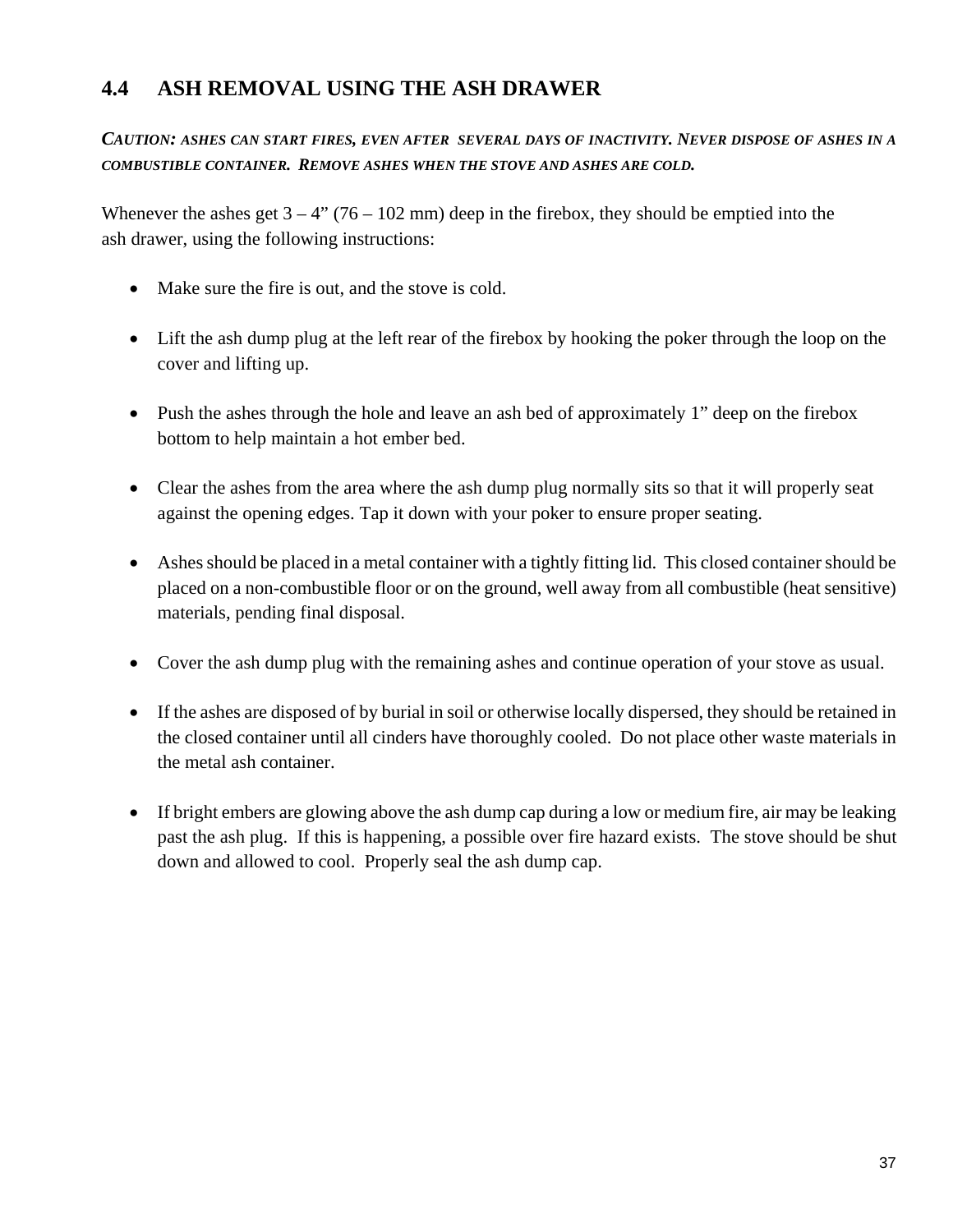## 4.4 ASH REMOVAL USING THE ASH DRAWER

***CAUTION: ASHES CAN START FIRES, EVEN AFTER SEVERAL DAYS OF INACTIVITY. NEVER DISPOSE OF ASHES IN A COMBUSTIBLE CONTAINER. REMOVE ASHES WHEN THE STOVE AND ASHES ARE COLD.***

Whenever the ashes get 3 – 4" (76 – 102 mm) deep in the firebox, they should be emptied into the ash drawer, using the following instructions:

- Make sure the fire is out, and the stove is cold.
- Lift the ash dump plug at the left rear of the firebox by hooking the poker through the loop on the cover and lifting up.
- Push the ashes through the hole and leave an ash bed of approximately 1" deep on the firebox bottom to help maintain a hot ember bed.
- Clear the ashes from the area where the ash dump plug normally sits so that it will properly seat against the opening edges. Tap it down with your poker to ensure proper seating.
- Ashes should be placed in a metal container with a tightly fitting lid. This closed container should be placed on a non-combustible floor or on the ground, well away from all combustible (heat sensitive) materials, pending final disposal.
- Cover the ash dump plug with the remaining ashes and continue operation of your stove as usual.
- If the ashes are disposed of by burial in soil or otherwise locally dispersed, they should be retained in the closed container until all cinders have thoroughly cooled. Do not place other waste materials in the metal ash container.
- If bright embers are glowing above the ash dump cap during a low or medium fire, air may be leaking past the ash plug. If this is happening, a possible over fire hazard exists. The stove should be shut down and allowed to cool. Properly seal the ash dump cap.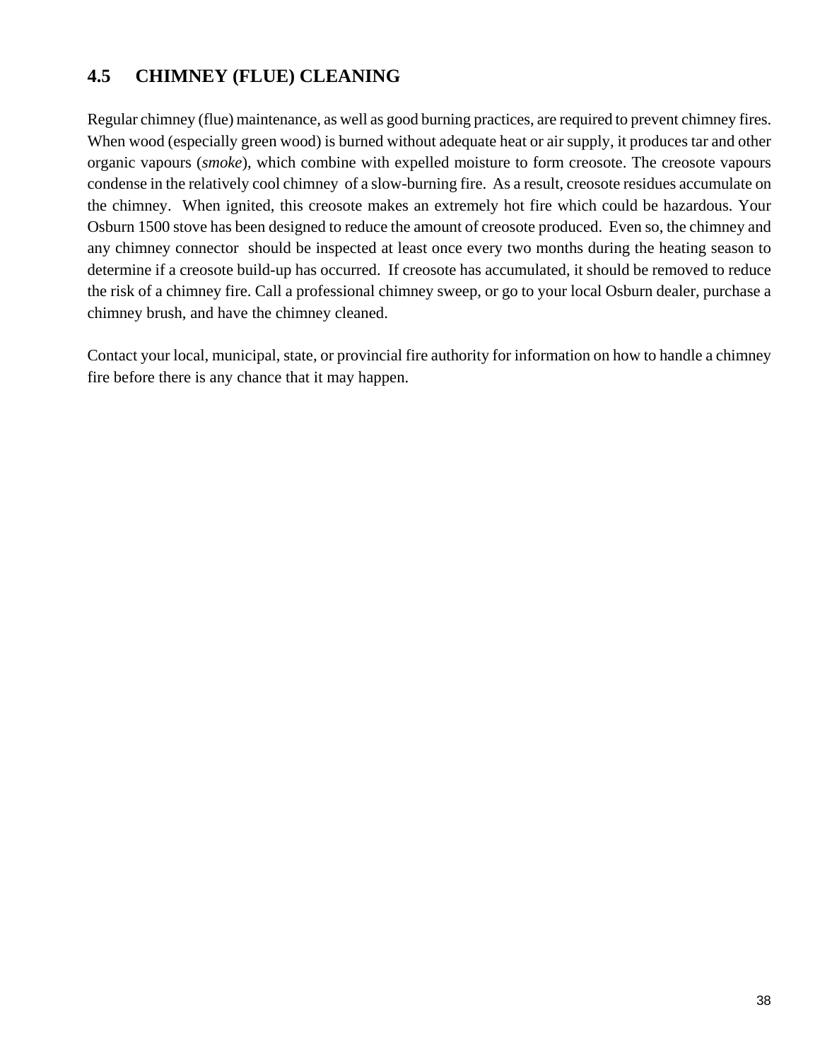## 4.5 CHIMNEY (FLUE) CLEANING

Regular chimney (flue) maintenance, as well as good burning practices, are required to prevent chimney fires. When wood (especially green wood) is burned without adequate heat or air supply, it produces tar and other organic vapours (*smoke*), which combine with expelled moisture to form creosote. The creosote vapours condense in the relatively cool chimney of a slow-burning fire. As a result, creosote residues accumulate on the chimney. When ignited, this creosote makes an extremely hot fire which could be hazardous. Your Osburn 1500 stove has been designed to reduce the amount of creosote produced. Even so, the chimney and any chimney connector should be inspected at least once every two months during the heating season to determine if a creosote build-up has occurred. If creosote has accumulated, it should be removed to reduce the risk of a chimney fire. Call a professional chimney sweep, or go to your local Osburn dealer, purchase a chimney brush, and have the chimney cleaned.

Contact your local, municipal, state, or provincial fire authority for information on how to handle a chimney fire before there is any chance that it may happen.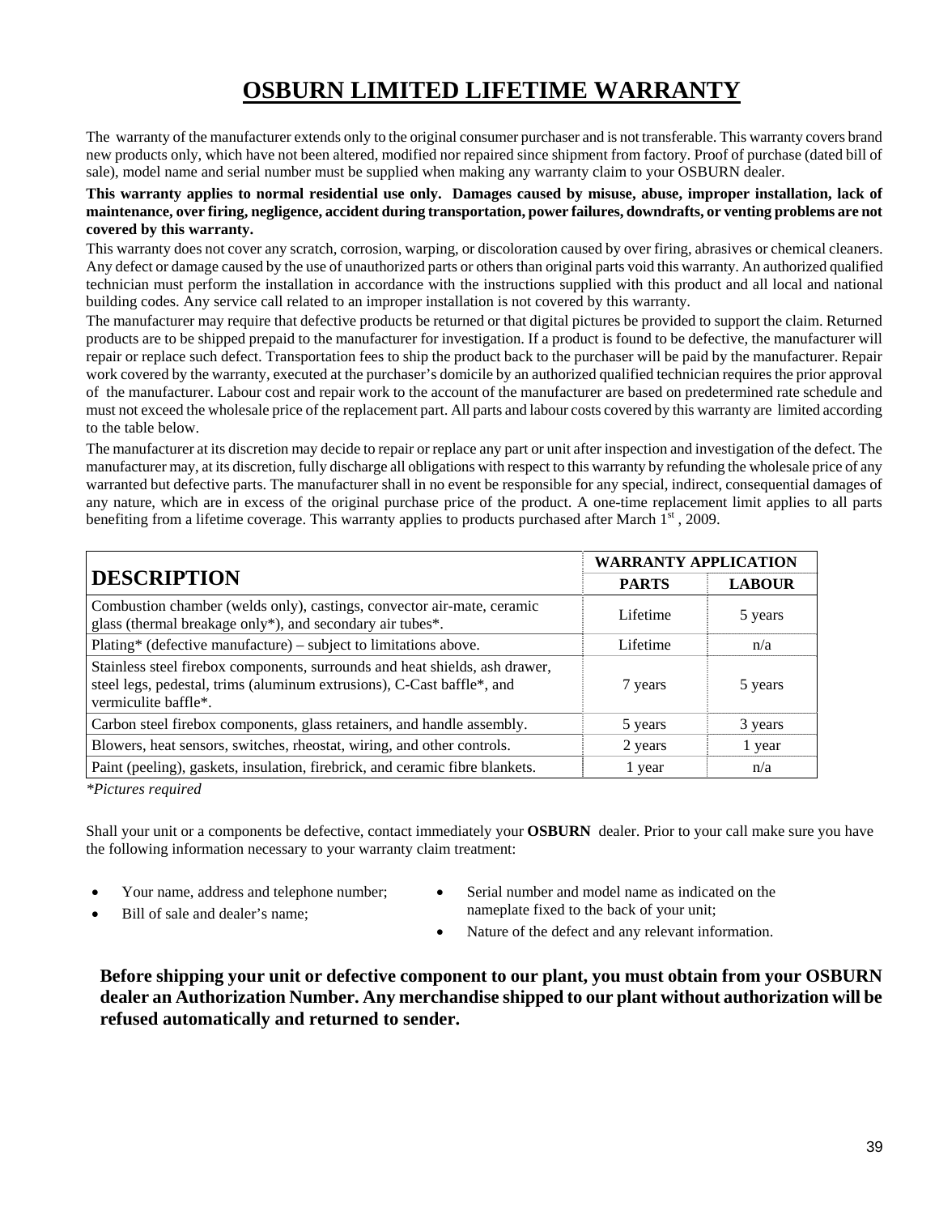# OSBURN LIMITED LIFETIME WARRANTY

The warranty of the manufacturer extends only to the original consumer purchaser and is not transferable. This warranty covers brand new products only, which have not been altered, modified nor repaired since shipment from factory. Proof of purchase (dated bill of sale), model name and serial number must be supplied when making any warranty claim to your OSBURN dealer.

**This warranty applies to normal residential use only. Damages caused by misuse, abuse, improper installation, lack of maintenance, over firing, negligence, accident during transportation, power failures, downdrafts, or venting problems are not covered by this warranty.**

This warranty does not cover any scratch, corrosion, warping, or discoloration caused by over firing, abrasives or chemical cleaners. Any defect or damage caused by the use of unauthorized parts or others than original parts void this warranty. An authorized qualified technician must perform the installation in accordance with the instructions supplied with this product and all local and national building codes. Any service call related to an improper installation is not covered by this warranty.

The manufacturer may require that defective products be returned or that digital pictures be provided to support the claim. Returned products are to be shipped prepaid to the manufacturer for investigation. If a product is found to be defective, the manufacturer will repair or replace such defect. Transportation fees to ship the product back to the purchaser will be paid by the manufacturer. Repair work covered by the warranty, executed at the purchaser's domicile by an authorized qualified technician requires the prior approval of the manufacturer. Labour cost and repair work to the account of the manufacturer are based on predetermined rate schedule and must not exceed the wholesale price of the replacement part. All parts and labour costs covered by this warranty are limited according to the table below.

The manufacturer at its discretion may decide to repair or replace any part or unit after inspection and investigation of the defect. The manufacturer may, at its discretion, fully discharge all obligations with respect to this warranty by refunding the wholesale price of any warranted but defective parts. The manufacturer shall in no event be responsible for any special, indirect, consequential damages of any nature, which are in excess of the original purchase price of the product. A one-time replacement limit applies to all parts benefiting from a lifetime coverage. This warranty applies to products purchased after March 1st , 2009.

| DESCRIPTION | WARRANTY APPLICATION | |
|---|---|---|
| | **PARTS** | **LABOUR** |
| Combustion chamber (welds only), castings, convector air-mate, ceramic glass (thermal breakage only*), and secondary air tubes*. | Lifetime | 5 years |
| Plating* (defective manufacture) – subject to limitations above. | Lifetime | n/a |
| Stainless steel firebox components, surrounds and heat shields, ash drawer, steel legs, pedestal, trims (aluminum extrusions), C-Cast baffle*, and vermiculite baffle*. | 7 years | 5 years |
| Carbon steel firebox components, glass retainers, and handle assembly. | 5 years | 3 years |
| Blowers, heat sensors, switches, rheostat, wiring, and other controls. | 2 years | 1 year |
| Paint (peeling), gaskets, insulation, firebrick, and ceramic fibre blankets. | 1 year | n/a |

*\*Pictures required*

Shall your unit or a components be defective, contact immediately your **OSBURN** dealer. Prior to your call make sure you have the following information necessary to your warranty claim treatment:

- Your name, address and telephone number;
- Bill of sale and dealer's name;
- Serial number and model name as indicated on the nameplate fixed to the back of your unit;
- Nature of the defect and any relevant information.

**Before shipping your unit or defective component to our plant, you must obtain from your OSBURN dealer an Authorization Number. Any merchandise shipped to our plant without authorization will be refused automatically and returned to sender.**